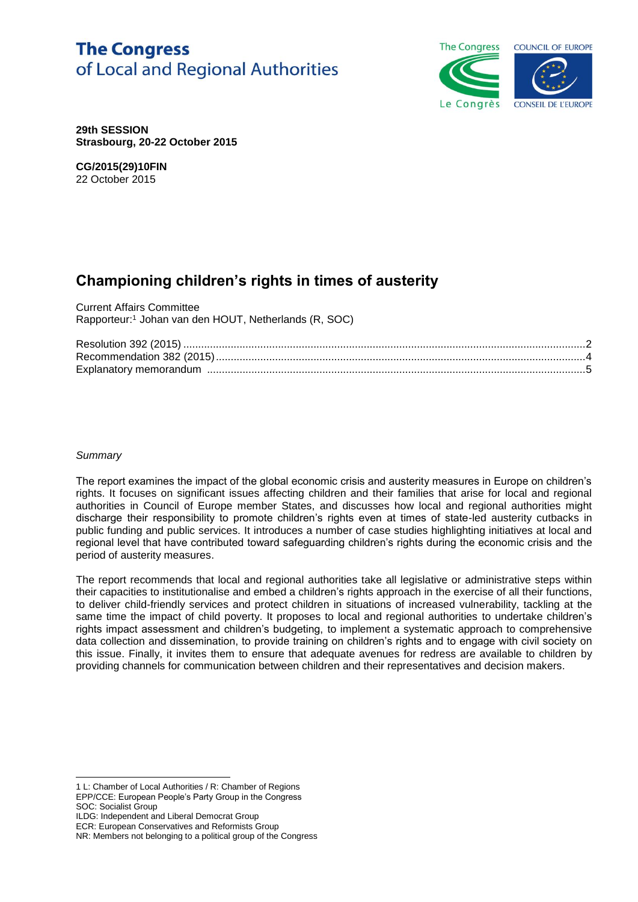**The Congress**
of Local and Regional Authorities

**29th SESSION**
**Strasbourg, 20-22 October 2015**

**CG/2015(29)10FIN**
22 October 2015

# Championing children's rights in times of austerity

Current Affairs Committee
Rapporteur:[1] Johan van den HOUT, Netherlands (R, SOC)

Resolution 392 (2015) ....................................................................................................................................2
Recommendation 382 (2015) ..........................................................................................................................4
Explanatory memorandum ..............................................................................................................................5

*Summary*

The report examines the impact of the global economic crisis and austerity measures in Europe on children's rights. It focuses on significant issues affecting children and their families that arise for local and regional authorities in Council of Europe member States, and discusses how local and regional authorities might discharge their responsibility to promote children's rights even at times of state-led austerity cutbacks in public funding and public services. It introduces a number of case studies highlighting initiatives at local and regional level that have contributed toward safeguarding children's rights during the economic crisis and the period of austerity measures.

The report recommends that local and regional authorities take all legislative or administrative steps within their capacities to institutionalise and embed a children's rights approach in the exercise of all their functions, to deliver child-friendly services and protect children in situations of increased vulnerability, tackling at the same time the impact of child poverty. It proposes to local and regional authorities to undertake children's rights impact assessment and children's budgeting, to implement a systematic approach to comprehensive data collection and dissemination, to provide training on children's rights and to engage with civil society on this issue. Finally, it invites them to ensure that adequate avenues for redress are available to children by providing channels for communication between children and their representatives and decision makers.

---

1 L: Chamber of Local Authorities / R: Chamber of Regions
EPP/CCE: European People's Party Group in the Congress
SOC: Socialist Group
ILDG: Independent and Liberal Democrat Group
ECR: European Conservatives and Reformists Group
NR: Members not belonging to a political group of the Congress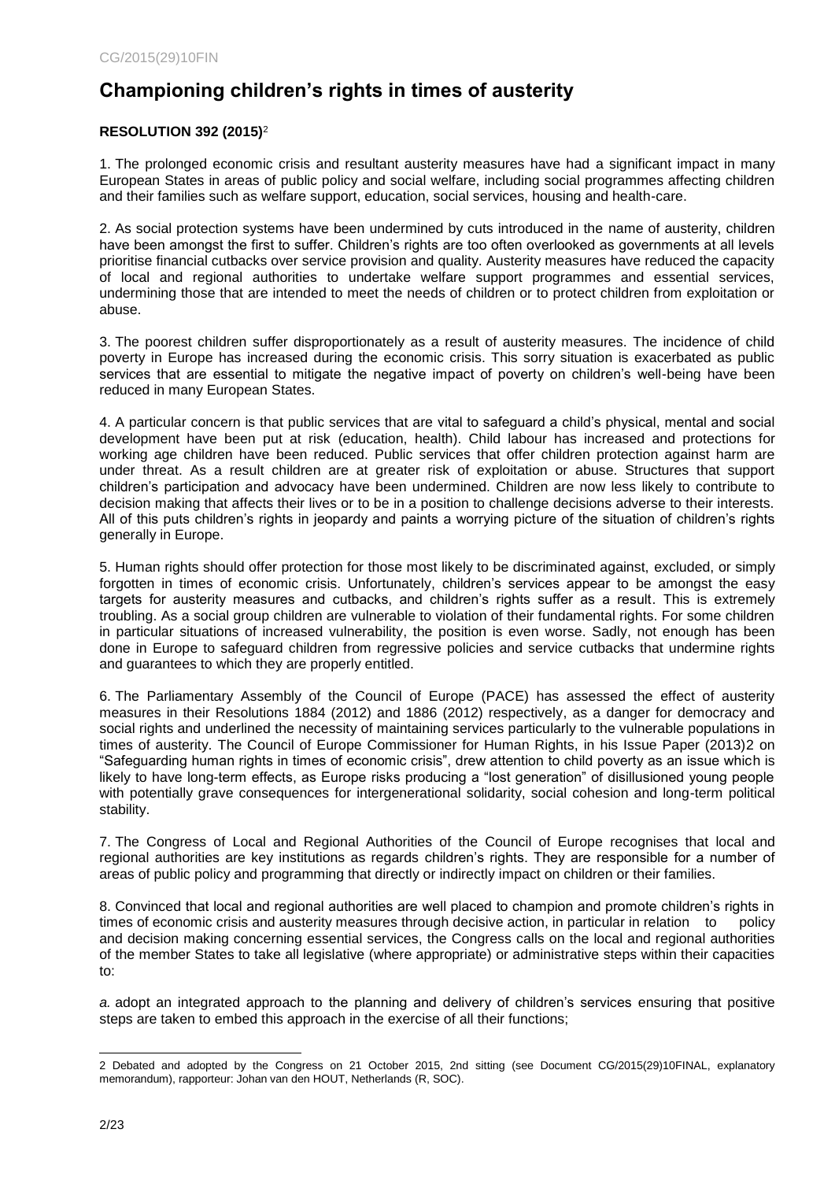# Championing children's rights in times of austerity

**RESOLUTION 392 (2015)**[2]

1. The prolonged economic crisis and resultant austerity measures have had a significant impact in many European States in areas of public policy and social welfare, including social programmes affecting children and their families such as welfare support, education, social services, housing and health-care.

2. As social protection systems have been undermined by cuts introduced in the name of austerity, children have been amongst the first to suffer. Children's rights are too often overlooked as governments at all levels prioritise financial cutbacks over service provision and quality. Austerity measures have reduced the capacity of local and regional authorities to undertake welfare support programmes and essential services, undermining those that are intended to meet the needs of children or to protect children from exploitation or abuse.

3. The poorest children suffer disproportionately as a result of austerity measures. The incidence of child poverty in Europe has increased during the economic crisis. This sorry situation is exacerbated as public services that are essential to mitigate the negative impact of poverty on children's well-being have been reduced in many European States.

4. A particular concern is that public services that are vital to safeguard a child's physical, mental and social development have been put at risk (education, health). Child labour has increased and protections for working age children have been reduced. Public services that offer children protection against harm are under threat. As a result children are at greater risk of exploitation or abuse. Structures that support children's participation and advocacy have been undermined. Children are now less likely to contribute to decision making that affects their lives or to be in a position to challenge decisions adverse to their interests. All of this puts children's rights in jeopardy and paints a worrying picture of the situation of children's rights generally in Europe.

5. Human rights should offer protection for those most likely to be discriminated against, excluded, or simply forgotten in times of economic crisis. Unfortunately, children's services appear to be amongst the easy targets for austerity measures and cutbacks, and children's rights suffer as a result. This is extremely troubling. As a social group children are vulnerable to violation of their fundamental rights. For some children in particular situations of increased vulnerability, the position is even worse. Sadly, not enough has been done in Europe to safeguard children from regressive policies and service cutbacks that undermine rights and guarantees to which they are properly entitled.

6. The Parliamentary Assembly of the Council of Europe (PACE) has assessed the effect of austerity measures in their Resolutions 1884 (2012) and 1886 (2012) respectively, as a danger for democracy and social rights and underlined the necessity of maintaining services particularly to the vulnerable populations in times of austerity. The Council of Europe Commissioner for Human Rights, in his Issue Paper (2013)2 on "Safeguarding human rights in times of economic crisis", drew attention to child poverty as an issue which is likely to have long-term effects, as Europe risks producing a "lost generation" of disillusioned young people with potentially grave consequences for intergenerational solidarity, social cohesion and long-term political stability.

7. The Congress of Local and Regional Authorities of the Council of Europe recognises that local and regional authorities are key institutions as regards children's rights. They are responsible for a number of areas of public policy and programming that directly or indirectly impact on children or their families.

8. Convinced that local and regional authorities are well placed to champion and promote children's rights in times of economic crisis and austerity measures through decisive action, in particular in relation to policy and decision making concerning essential services, the Congress calls on the local and regional authorities of the member States to take all legislative (where appropriate) or administrative steps within their capacities to:

*a.* adopt an integrated approach to the planning and delivery of children's services ensuring that positive steps are taken to embed this approach in the exercise of all their functions;

[2] Debated and adopted by the Congress on 21 October 2015, 2nd sitting (see Document CG/2015(29)10FINAL, explanatory memorandum), rapporteur: Johan van den HOUT, Netherlands (R, SOC).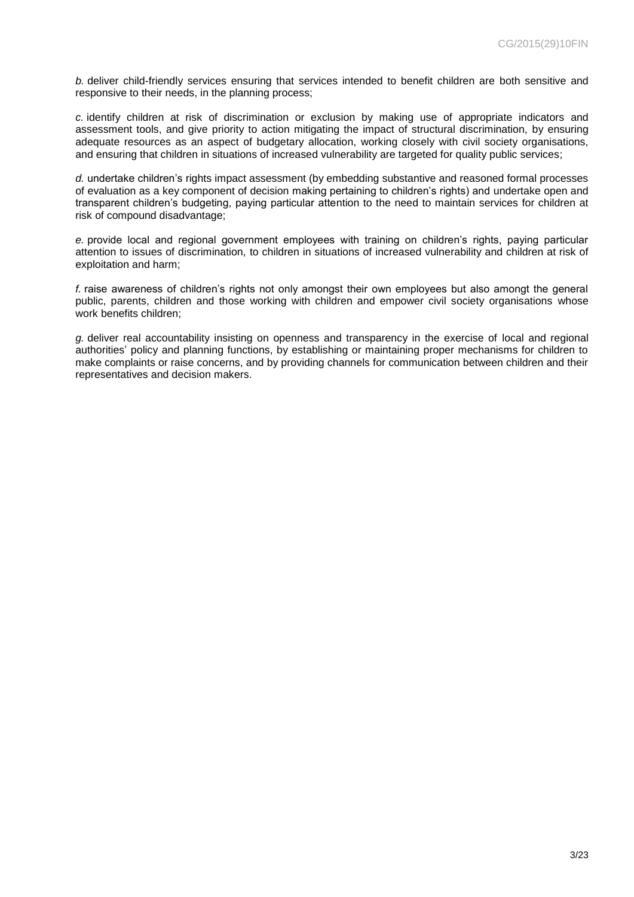*b.* deliver child-friendly services ensuring that services intended to benefit children are both sensitive and responsive to their needs, in the planning process;

*c.* identify children at risk of discrimination or exclusion by making use of appropriate indicators and assessment tools, and give priority to action mitigating the impact of structural discrimination, by ensuring adequate resources as an aspect of budgetary allocation, working closely with civil society organisations, and ensuring that children in situations of increased vulnerability are targeted for quality public services;

*d.* undertake children's rights impact assessment (by embedding substantive and reasoned formal processes of evaluation as a key component of decision making pertaining to children's rights) and undertake open and transparent children's budgeting, paying particular attention to the need to maintain services for children at risk of compound disadvantage;

*e.* provide local and regional government employees with training on children's rights, paying particular attention to issues of discrimination, to children in situations of increased vulnerability and children at risk of exploitation and harm;

*f.* raise awareness of children's rights not only amongst their own employees but also amongt the general public, parents, children and those working with children and empower civil society organisations whose work benefits children;

*g.* deliver real accountability insisting on openness and transparency in the exercise of local and regional authorities' policy and planning functions, by establishing or maintaining proper mechanisms for children to make complaints or raise concerns, and by providing channels for communication between children and their representatives and decision makers.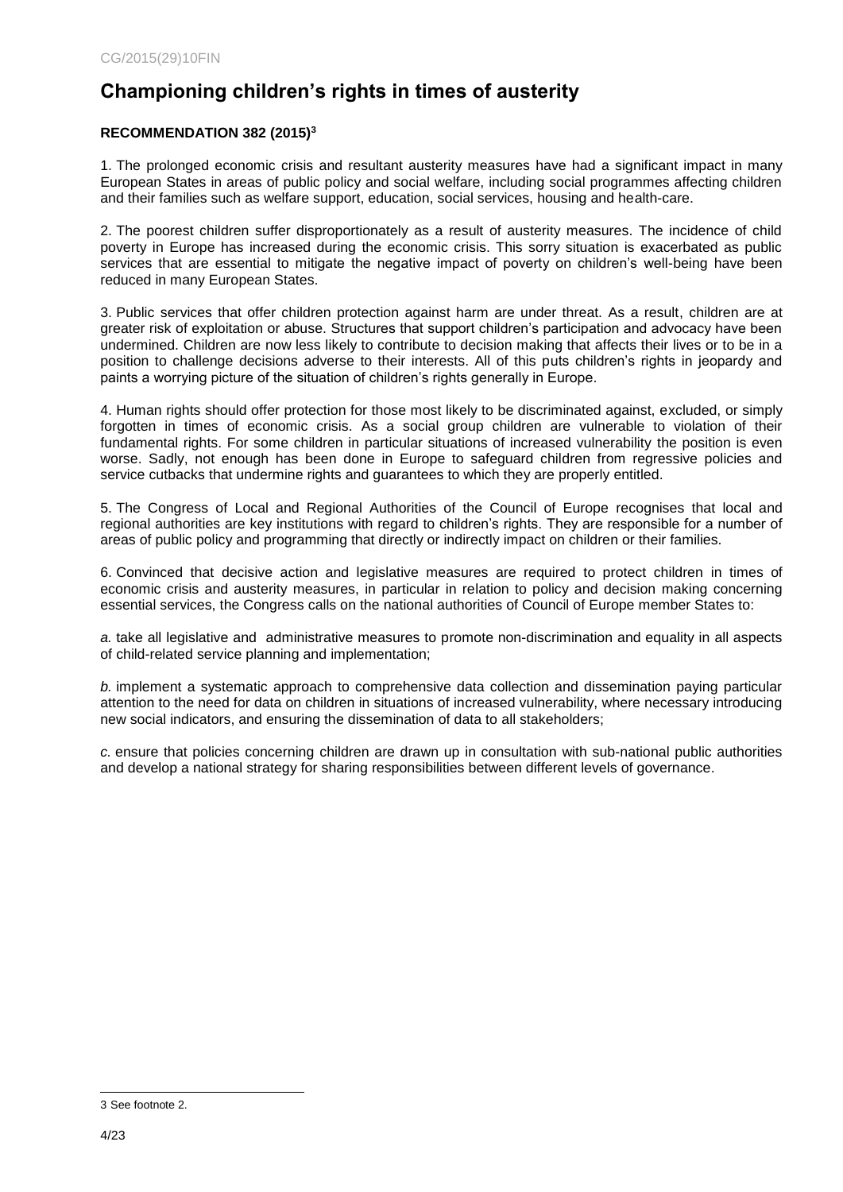# Championing children's rights in times of austerity

**RECOMMENDATION 382 (2015)[3]**

1. The prolonged economic crisis and resultant austerity measures have had a significant impact in many European States in areas of public policy and social welfare, including social programmes affecting children and their families such as welfare support, education, social services, housing and health-care.

2. The poorest children suffer disproportionately as a result of austerity measures. The incidence of child poverty in Europe has increased during the economic crisis. This sorry situation is exacerbated as public services that are essential to mitigate the negative impact of poverty on children's well-being have been reduced in many European States.

3. Public services that offer children protection against harm are under threat. As a result, children are at greater risk of exploitation or abuse. Structures that support children's participation and advocacy have been undermined. Children are now less likely to contribute to decision making that affects their lives or to be in a position to challenge decisions adverse to their interests. All of this puts children's rights in jeopardy and paints a worrying picture of the situation of children's rights generally in Europe.

4. Human rights should offer protection for those most likely to be discriminated against, excluded, or simply forgotten in times of economic crisis. As a social group children are vulnerable to violation of their fundamental rights. For some children in particular situations of increased vulnerability the position is even worse. Sadly, not enough has been done in Europe to safeguard children from regressive policies and service cutbacks that undermine rights and guarantees to which they are properly entitled.

5. The Congress of Local and Regional Authorities of the Council of Europe recognises that local and regional authorities are key institutions with regard to children's rights. They are responsible for a number of areas of public policy and programming that directly or indirectly impact on children or their families.

6. Convinced that decisive action and legislative measures are required to protect children in times of economic crisis and austerity measures, in particular in relation to policy and decision making concerning essential services, the Congress calls on the national authorities of Council of Europe member States to:

*a.* take all legislative and administrative measures to promote non-discrimination and equality in all aspects of child-related service planning and implementation;

*b.* implement a systematic approach to comprehensive data collection and dissemination paying particular attention to the need for data on children in situations of increased vulnerability, where necessary introducing new social indicators, and ensuring the dissemination of data to all stakeholders;

*c.* ensure that policies concerning children are drawn up in consultation with sub-national public authorities and develop a national strategy for sharing responsibilities between different levels of governance.

---

3 See footnote 2.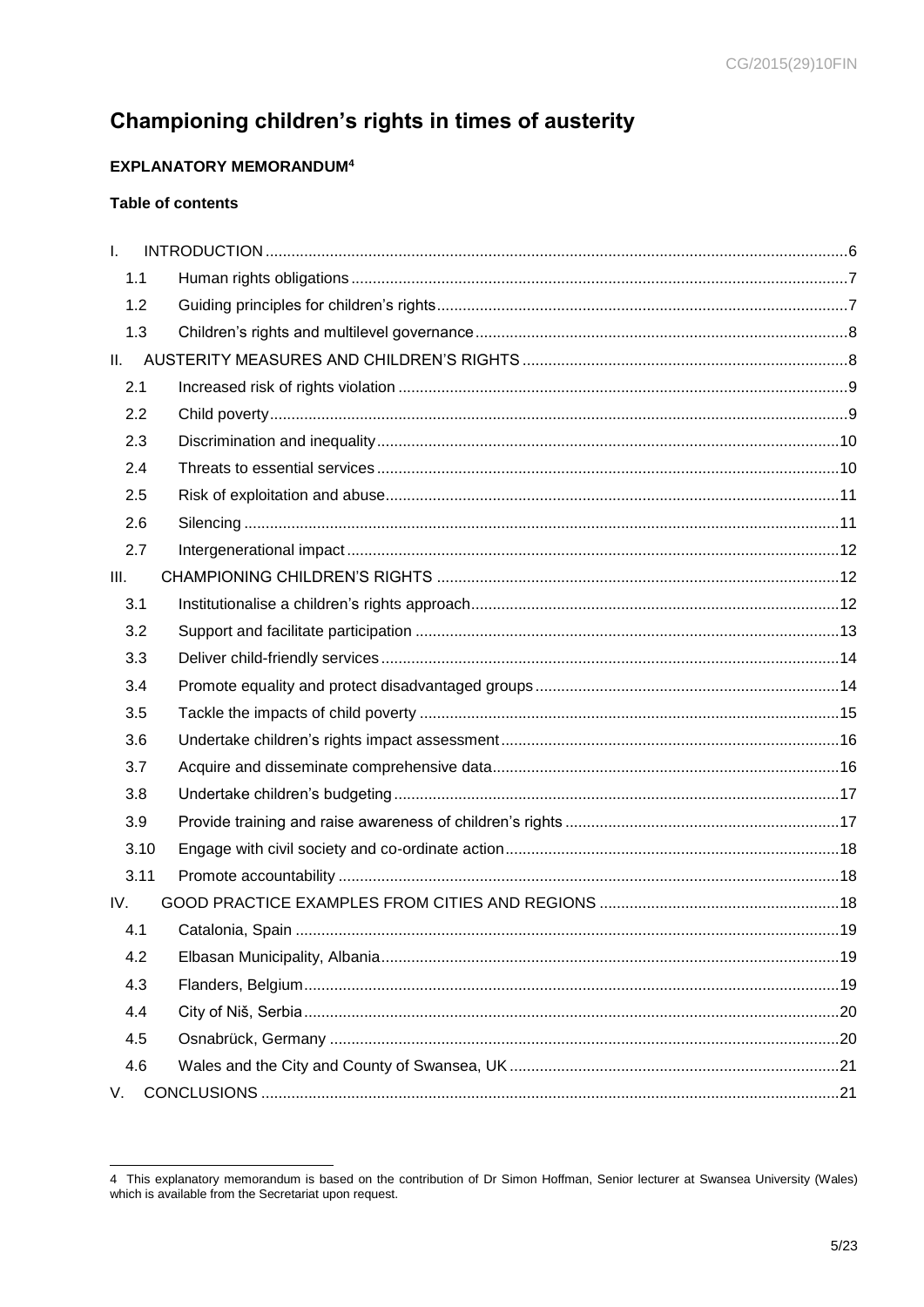# Championing children's rights in times of austerity

**EXPLANATORY MEMORANDUM**[4]

**Table of contents**

| | | |
|---|---|---|
| I. | INTRODUCTION | 6 |
| 1.1 | Human rights obligations | 7 |
| 1.2 | Guiding principles for children's rights | 7 |
| 1.3 | Children's rights and multilevel governance | 8 |
| II. | AUSTERITY MEASURES AND CHILDREN'S RIGHTS | 8 |
| 2.1 | Increased risk of rights violation | 9 |
| 2.2 | Child poverty | 9 |
| 2.3 | Discrimination and inequality | 10 |
| 2.4 | Threats to essential services | 10 |
| 2.5 | Risk of exploitation and abuse | 11 |
| 2.6 | Silencing | 11 |
| 2.7 | Intergenerational impact | 12 |
| III. | CHAMPIONING CHILDREN'S RIGHTS | 12 |
| 3.1 | Institutionalise a children's rights approach | 12 |
| 3.2 | Support and facilitate participation | 13 |
| 3.3 | Deliver child-friendly services | 14 |
| 3.4 | Promote equality and protect disadvantaged groups | 14 |
| 3.5 | Tackle the impacts of child poverty | 15 |
| 3.6 | Undertake children's rights impact assessment | 16 |
| 3.7 | Acquire and disseminate comprehensive data | 16 |
| 3.8 | Undertake children's budgeting | 17 |
| 3.9 | Provide training and raise awareness of children's rights | 17 |
| 3.10 | Engage with civil society and co-ordinate action | 18 |
| 3.11 | Promote accountability | 18 |
| IV. | GOOD PRACTICE EXAMPLES FROM CITIES AND REGIONS | 18 |
| 4.1 | Catalonia, Spain | 19 |
| 4.2 | Elbasan Municipality, Albania | 19 |
| 4.3 | Flanders, Belgium | 19 |
| 4.4 | City of Niš, Serbia | 20 |
| 4.5 | Osnabrück, Germany | 20 |
| 4.6 | Wales and the City and County of Swansea, UK | 21 |
| V. | CONCLUSIONS | 21 |

---

[4] This explanatory memorandum is based on the contribution of Dr Simon Hoffman, Senior lecturer at Swansea University (Wales) which is available from the Secretariat upon request.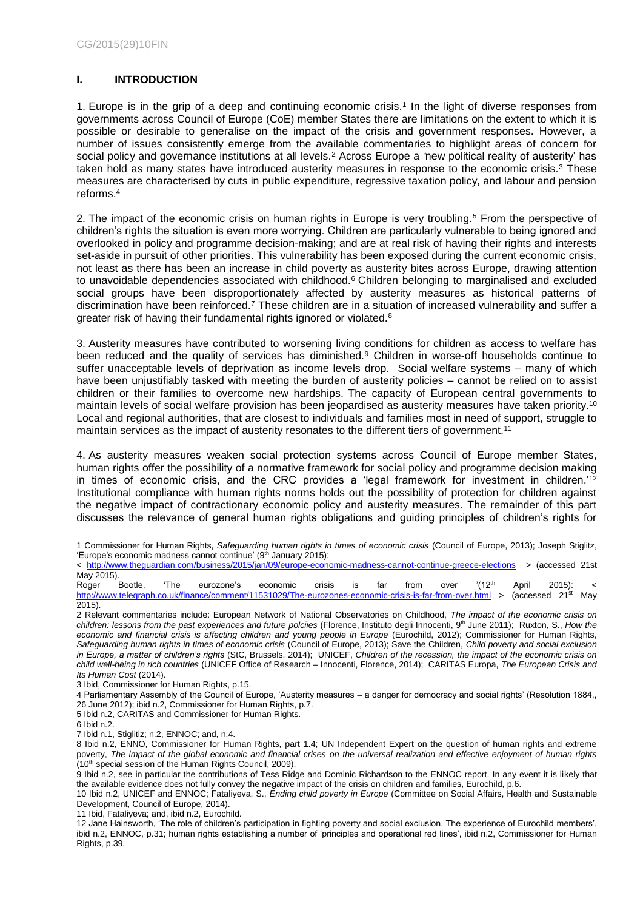## I. INTRODUCTION

1. Europe is in the grip of a deep and continuing economic crisis.[1] In the light of diverse responses from governments across Council of Europe (CoE) member States there are limitations on the extent to which it is possible or desirable to generalise on the impact of the crisis and government responses. However, a number of issues consistently emerge from the available commentaries to highlight areas of concern for social policy and governance institutions at all levels.[2] Across Europe a *'*new political reality of austerity' has taken hold as many states have introduced austerity measures in response to the economic crisis.[3] These measures are characterised by cuts in public expenditure, regressive taxation policy, and labour and pension reforms.[4]

2. The impact of the economic crisis on human rights in Europe is very troubling.[5] From the perspective of children's rights the situation is even more worrying. Children are particularly vulnerable to being ignored and overlooked in policy and programme decision-making; and are at real risk of having their rights and interests set-aside in pursuit of other priorities. This vulnerability has been exposed during the current economic crisis, not least as there has been an increase in child poverty as austerity bites across Europe, drawing attention to unavoidable dependencies associated with childhood.[6] Children belonging to marginalised and excluded social groups have been disproportionately affected by austerity measures as historical patterns of discrimination have been reinforced.[7] These children are in a situation of increased vulnerability and suffer a greater risk of having their fundamental rights ignored or violated.[8]

3. Austerity measures have contributed to worsening living conditions for children as access to welfare has been reduced and the quality of services has diminished.[9] Children in worse-off households continue to suffer unacceptable levels of deprivation as income levels drop. Social welfare systems – many of which have been unjustifiably tasked with meeting the burden of austerity policies – cannot be relied on to assist children or their families to overcome new hardships. The capacity of European central governments to maintain levels of social welfare provision has been jeopardised as austerity measures have taken priority.[10] Local and regional authorities, that are closest to individuals and families most in need of support, struggle to maintain services as the impact of austerity resonates to the different tiers of government.[11]

4. As austerity measures weaken social protection systems across Council of Europe member States, human rights offer the possibility of a normative framework for social policy and programme decision making in times of economic crisis, and the CRC provides a 'legal framework for investment in children.'[12] Institutional compliance with human rights norms holds out the possibility of protection for children against the negative impact of contractionary economic policy and austerity measures. The remainder of this part discusses the relevance of general human rights obligations and guiding principles of children's rights for

---

1 Commissioner for Human Rights, *Safeguarding human rights in times of economic crisis* (Council of Europe, 2013); Joseph Stiglitz, 'Europe's economic madness cannot continue' (9th January 2015):
< http://www.theguardian.com/business/2015/jan/09/europe-economic-madness-cannot-continue-greece-elections > (accessed 21st May 2015).
Roger Bootle, 'The eurozone's economic crisis is far from over '(12th April 2015): < http://www.telegraph.co.uk/finance/comment/11531029/The-eurozones-economic-crisis-is-far-from-over.html > (accessed 21st May 2015).

2 Relevant commentaries include: European Network of National Observatories on Childhood, *The impact of the economic crisis on children: lessons from the past experiences and future polciies* (Florence, Instituto degli Innocenti, 9th June 2011); Ruxton, S., *How the economic and financial crisis is affecting children and young people in Europe* (Eurochild, 2012); Commissioner for Human Rights, *Safeguarding human rights in times of economic crisis* (Council of Europe, 2013); Save the Children, *Child poverty and social exclusion in Europe, a matter of children's rights* (StC, Brussels, 2014); UNICEF, *Children of the recession, the impact of the economic crisis on child well-being in rich countries* (UNICEF Office of Research – Innocenti, Florence, 2014); CARITAS Europa, *The European Crisis and Its Human Cost* (2014).

3 Ibid, Commissioner for Human Rights, p.15.

4 Parliamentary Assembly of the Council of Europe, 'Austerity measures – a danger for democracy and social rights' (Resolution 1884,, 26 June 2012); ibid n.2, Commissioner for Human Rights, p.7.

5 Ibid n.2, CARITAS and Commissioner for Human Rights.

6 Ibid n.2.

7 Ibid n.1, Stiglitiz; n.2, ENNOC; and, n.4.

8 Ibid n.2, ENNO, Commissioner for Human Rights, part 1.4; UN Independent Expert on the question of human rights and extreme poverty, *The impact of the global economic and financial crises on the universal realization and effective enjoyment of human rights* (10th special session of the Human Rights Council, 2009).

9 Ibid n.2, see in particular the contributions of Tess Ridge and Dominic Richardson to the ENNOC report. In any event it is likely that the available evidence does not fully convey the negative impact of the crisis on children and families, Eurochild, p.6.

10 Ibid n.2, UNICEF and ENNOC; Fataliyeva, S., *Ending child poverty in Europe* (Committee on Social Affairs, Health and Sustainable Development, Council of Europe, 2014).

11 Ibid, Fataliyeva; and, ibid n.2, Eurochild.

12 Jane Hainsworth, 'The role of children's participation in fighting poverty and social exclusion. The experience of Eurochild members', ibid n.2, ENNOC, p.31; human rights establishing a number of 'principles and operational red lines', ibid n.2, Commissioner for Human Rights, p.39.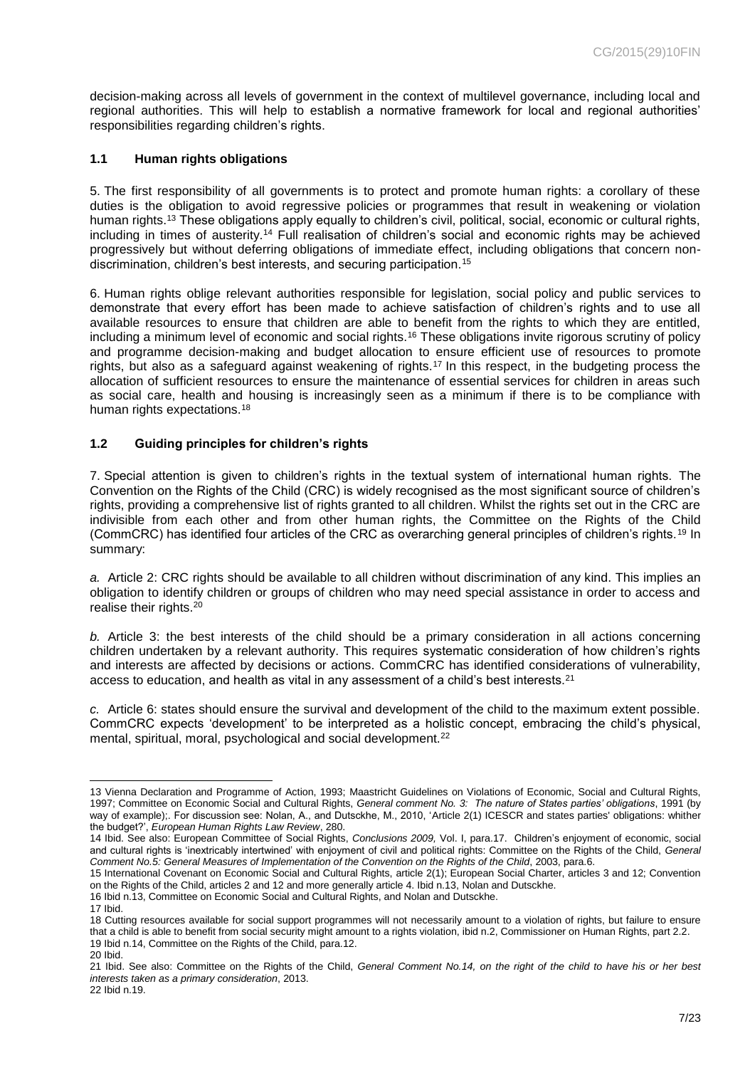decision-making across all levels of government in the context of multilevel governance, including local and regional authorities. This will help to establish a normative framework for local and regional authorities' responsibilities regarding children's rights.

### 1.1 Human rights obligations

5. The first responsibility of all governments is to protect and promote human rights: a corollary of these duties is the obligation to avoid regressive policies or programmes that result in weakening or violation human rights.[13] These obligations apply equally to children's civil, political, social, economic or cultural rights, including in times of austerity.[14] Full realisation of children's social and economic rights may be achieved progressively but without deferring obligations of immediate effect, including obligations that concern non-discrimination, children's best interests, and securing participation.[15]

6. Human rights oblige relevant authorities responsible for legislation, social policy and public services to demonstrate that every effort has been made to achieve satisfaction of children's rights and to use all available resources to ensure that children are able to benefit from the rights to which they are entitled, including a minimum level of economic and social rights.[16] These obligations invite rigorous scrutiny of policy and programme decision-making and budget allocation to ensure efficient use of resources to promote rights, but also as a safeguard against weakening of rights.[17] In this respect, in the budgeting process the allocation of sufficient resources to ensure the maintenance of essential services for children in areas such as social care, health and housing is increasingly seen as a minimum if there is to be compliance with human rights expectations.[18]

### 1.2 Guiding principles for children's rights

7. Special attention is given to children's rights in the textual system of international human rights. The Convention on the Rights of the Child (CRC) is widely recognised as the most significant source of children's rights, providing a comprehensive list of rights granted to all children. Whilst the rights set out in the CRC are indivisible from each other and from other human rights, the Committee on the Rights of the Child (CommCRC) has identified four articles of the CRC as overarching general principles of children's rights.[19] In summary:

*a.* Article 2: CRC rights should be available to all children without discrimination of any kind. This implies an obligation to identify children or groups of children who may need special assistance in order to access and realise their rights.[20]

*b.* Article 3: the best interests of the child should be a primary consideration in all actions concerning children undertaken by a relevant authority. This requires systematic consideration of how children's rights and interests are affected by decisions or actions. CommCRC has identified considerations of vulnerability, access to education, and health as vital in any assessment of a child's best interests.[21]

*c.* Article 6: states should ensure the survival and development of the child to the maximum extent possible. CommCRC expects 'development' to be interpreted as a holistic concept, embracing the child's physical, mental, spiritual, moral, psychological and social development.[22]

---

13 Vienna Declaration and Programme of Action, 1993; Maastricht Guidelines on Violations of Economic, Social and Cultural Rights, 1997; Committee on Economic Social and Cultural Rights, *General comment No. 3: The nature of States parties' obligations*, 1991 (by way of example);. For discussion see: Nolan, A., and Dutsckhe, M., 2010, 'Article 2(1) ICESCR and states parties' obligations: whither the budget?', *European Human Rights Law Review*, 280.

14 Ibid. See also: European Committee of Social Rights, *Conclusions 2009,* Vol. I, para.17. Children's enjoyment of economic, social and cultural rights is 'inextricably intertwined' with enjoyment of civil and political rights: Committee on the Rights of the Child, *General Comment No.5: General Measures of Implementation of the Convention on the Rights of the Child*, 2003, para.6.

15 International Covenant on Economic Social and Cultural Rights, article 2(1); European Social Charter, articles 3 and 12; Convention on the Rights of the Child, articles 2 and 12 and more generally article 4. Ibid n.13, Nolan and Dutsckhe.

16 Ibid n.13, Committee on Economic Social and Cultural Rights, and Nolan and Dutsckhe.

17 Ibid.

18 Cutting resources available for social support programmes will not necessarily amount to a violation of rights, but failure to ensure that a child is able to benefit from social security might amount to a rights violation, ibid n.2, Commissioner on Human Rights, part 2.2.

19 Ibid n.14, Committee on the Rights of the Child, para.12.

20 Ibid.

21 Ibid. See also: Committee on the Rights of the Child, *General Comment No.14, on the right of the child to have his or her best interests taken as a primary consideration*, 2013.

22 Ibid n.19.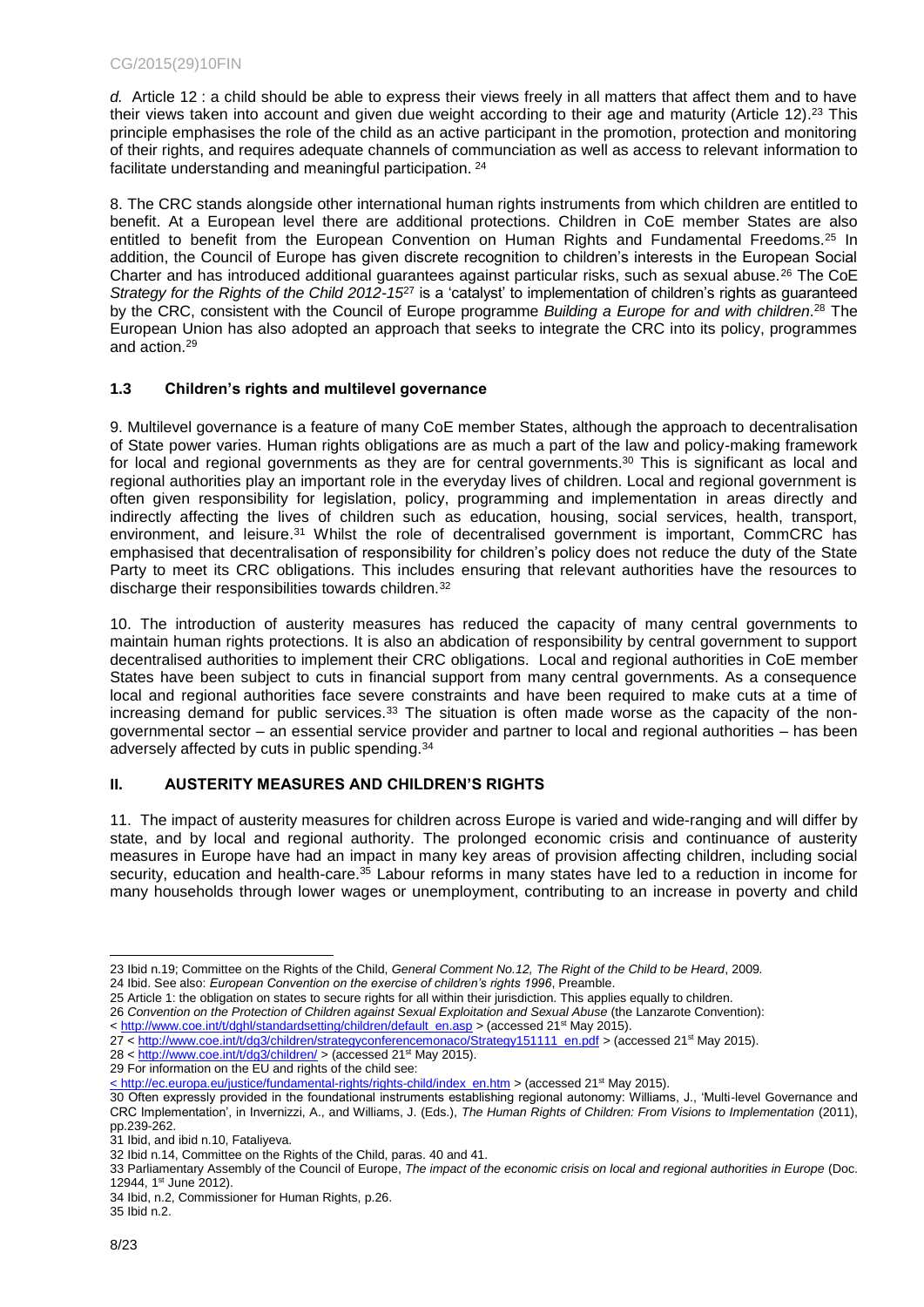*d.* Article 12 : a child should be able to express their views freely in all matters that affect them and to have their views taken into account and given due weight according to their age and maturity (Article 12).[23] This principle emphasises the role of the child as an active participant in the promotion, protection and monitoring of their rights, and requires adequate channels of communciation as well as access to relevant information to facilitate understanding and meaningful participation. [24]

8. The CRC stands alongside other international human rights instruments from which children are entitled to benefit. At a European level there are additional protections. Children in CoE member States are also entitled to benefit from the European Convention on Human Rights and Fundamental Freedoms.[25] In addition, the Council of Europe has given discrete recognition to children's interests in the European Social Charter and has introduced additional guarantees against particular risks, such as sexual abuse.[26] The CoE *Strategy for the Rights of the Child 2012-15*[27] is a 'catalyst' to implementation of children's rights as guaranteed by the CRC, consistent with the Council of Europe programme *Building a Europe for and with children*.[28] The European Union has also adopted an approach that seeks to integrate the CRC into its policy, programmes and action.[29]

### 1.3 Children's rights and multilevel governance

9. Multilevel governance is a feature of many CoE member States, although the approach to decentralisation of State power varies. Human rights obligations are as much a part of the law and policy-making framework for local and regional governments as they are for central governments.[30] This is significant as local and regional authorities play an important role in the everyday lives of children. Local and regional government is often given responsibility for legislation, policy, programming and implementation in areas directly and indirectly affecting the lives of children such as education, housing, social services, health, transport, environment, and leisure.[31] Whilst the role of decentralised government is important, CommCRC has emphasised that decentralisation of responsibility for children's policy does not reduce the duty of the State Party to meet its CRC obligations. This includes ensuring that relevant authorities have the resources to discharge their responsibilities towards children.[32]

10. The introduction of austerity measures has reduced the capacity of many central governments to maintain human rights protections. It is also an abdication of responsibility by central government to support decentralised authorities to implement their CRC obligations. Local and regional authorities in CoE member States have been subject to cuts in financial support from many central governments. As a consequence local and regional authorities face severe constraints and have been required to make cuts at a time of increasing demand for public services.[33] The situation is often made worse as the capacity of the non-governmental sector – an essential service provider and partner to local and regional authorities – has been adversely affected by cuts in public spending.[34]

## II. AUSTERITY MEASURES AND CHILDREN'S RIGHTS

11. The impact of austerity measures for children across Europe is varied and wide-ranging and will differ by state, and by local and regional authority. The prolonged economic crisis and continuance of austerity measures in Europe have had an impact in many key areas of provision affecting children, including social security, education and health-care.[35] Labour reforms in many states have led to a reduction in income for many households through lower wages or unemployment, contributing to an increase in poverty and child

---

23 Ibid n.19; Committee on the Rights of the Child, *General Comment No.12, The Right of the Child to be Heard*, 2009.

24 Ibid. See also: *European Convention on the exercise of children's rights 1996*, Preamble.

25 Article 1: the obligation on states to secure rights for all within their jurisdiction. This applies equally to children.

26 *Convention on the Protection of Children against Sexual Exploitation and Sexual Abuse* (the Lanzarote Convention): < http://www.coe.int/t/dghl/standardsetting/children/default_en.asp > (accessed 21st May 2015).

27 < http://www.coe.int/t/dg3/children/strategyconferencemonaco/Strategy151111_en.pdf > (accessed 21st May 2015).

28 < http://www.coe.int/t/dg3/children/ > (accessed 21st May 2015).

29 For information on the EU and rights of the child see: < http://ec.europa.eu/justice/fundamental-rights/rights-child/index_en.htm > (accessed 21st May 2015).

30 Often expressly provided in the foundational instruments establishing regional autonomy: Williams, J., 'Multi-level Governance and CRC Implementation', in Invernizzi, A., and Williams, J. (Eds.), *The Human Rights of Children: From Visions to Implementation* (2011), pp.239-262.

31 Ibid, and ibid n.10, Fataliyeva.

32 Ibid n.14, Committee on the Rights of the Child, paras. 40 and 41.

33 Parliamentary Assembly of the Council of Europe, *The impact of the economic crisis on local and regional authorities in Europe* (Doc. 12944, 1st June 2012).

34 Ibid, n.2, Commissioner for Human Rights, p.26.

35 Ibid n.2.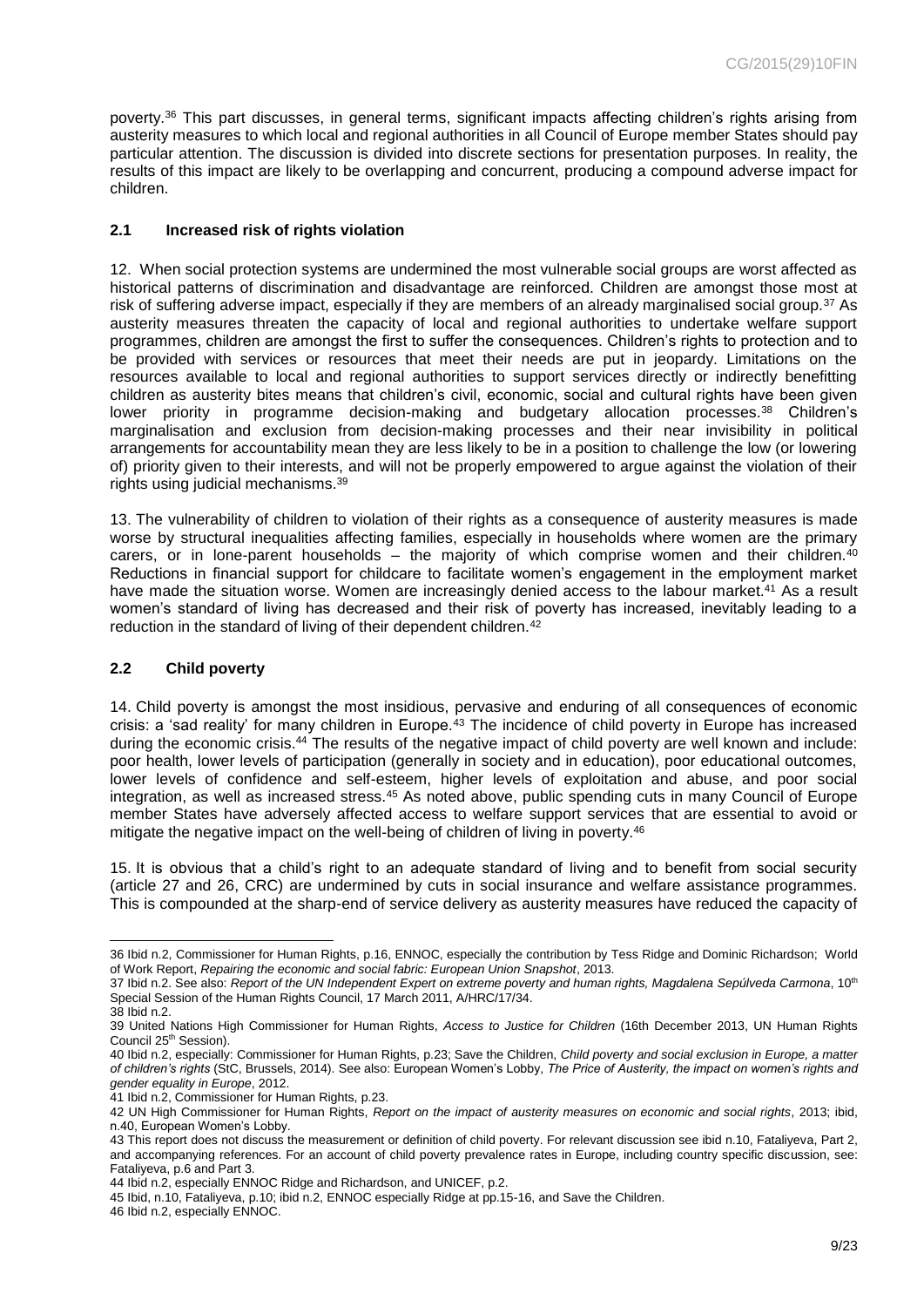poverty.[36] This part discusses, in general terms, significant impacts affecting children's rights arising from austerity measures to which local and regional authorities in all Council of Europe member States should pay particular attention. The discussion is divided into discrete sections for presentation purposes. In reality, the results of this impact are likely to be overlapping and concurrent, producing a compound adverse impact for children.

### 2.1 Increased risk of rights violation

12. When social protection systems are undermined the most vulnerable social groups are worst affected as historical patterns of discrimination and disadvantage are reinforced. Children are amongst those most at risk of suffering adverse impact, especially if they are members of an already marginalised social group.[37] As austerity measures threaten the capacity of local and regional authorities to undertake welfare support programmes, children are amongst the first to suffer the consequences. Children's rights to protection and to be provided with services or resources that meet their needs are put in jeopardy. Limitations on the resources available to local and regional authorities to support services directly or indirectly benefitting children as austerity bites means that children's civil, economic, social and cultural rights have been given lower priority in programme decision-making and budgetary allocation processes.[38] Children's marginalisation and exclusion from decision-making processes and their near invisibility in political arrangements for accountability mean they are less likely to be in a position to challenge the low (or lowering of) priority given to their interests, and will not be properly empowered to argue against the violation of their rights using judicial mechanisms.[39]

13. The vulnerability of children to violation of their rights as a consequence of austerity measures is made worse by structural inequalities affecting families, especially in households where women are the primary carers, or in lone-parent households – the majority of which comprise women and their children.[40] Reductions in financial support for childcare to facilitate women's engagement in the employment market have made the situation worse. Women are increasingly denied access to the labour market.[41] As a result women's standard of living has decreased and their risk of poverty has increased, inevitably leading to a reduction in the standard of living of their dependent children.[42]

### 2.2 Child poverty

14. Child poverty is amongst the most insidious, pervasive and enduring of all consequences of economic crisis: a 'sad reality' for many children in Europe.[43] The incidence of child poverty in Europe has increased during the economic crisis.[44] The results of the negative impact of child poverty are well known and include: poor health, lower levels of participation (generally in society and in education), poor educational outcomes, lower levels of confidence and self-esteem, higher levels of exploitation and abuse, and poor social integration, as well as increased stress.[45] As noted above, public spending cuts in many Council of Europe member States have adversely affected access to welfare support services that are essential to avoid or mitigate the negative impact on the well-being of children of living in poverty.[46]

15. It is obvious that a child's right to an adequate standard of living and to benefit from social security (article 27 and 26, CRC) are undermined by cuts in social insurance and welfare assistance programmes. This is compounded at the sharp-end of service delivery as austerity measures have reduced the capacity of

---

36 Ibid n.2, Commissioner for Human Rights, p.16, ENNOC, especially the contribution by Tess Ridge and Dominic Richardson; World of Work Report, *Repairing the economic and social fabric: European Union Snapshot*, 2013.

37 Ibid n.2. See also: *Report of the UN Independent Expert on extreme poverty and human rights, Magdalena Sepúlveda Carmona*, 10th Special Session of the Human Rights Council, 17 March 2011, A/HRC/17/34.

38 Ibid n.2.

39 United Nations High Commissioner for Human Rights, *Access to Justice for Children* (16th December 2013, UN Human Rights Council 25th Session).

40 Ibid n.2, especially: Commissioner for Human Rights, p.23; Save the Children, *Child poverty and social exclusion in Europe, a matter of children's rights* (StC, Brussels, 2014). See also: European Women's Lobby, *The Price of Austerity, the impact on women's rights and gender equality in Europe*, 2012.

41 Ibid n.2, Commissioner for Human Rights, p.23.

42 UN High Commissioner for Human Rights, *Report on the impact of austerity measures on economic and social rights*, 2013; ibid, n.40, European Women's Lobby.

43 This report does not discuss the measurement or definition of child poverty. For relevant discussion see ibid n.10, Fataliyeva, Part 2, and accompanying references. For an account of child poverty prevalence rates in Europe, including country specific discussion, see: Fataliyeva, p.6 and Part 3.

44 Ibid n.2, especially ENNOC Ridge and Richardson, and UNICEF, p.2.

45 Ibid, n.10, Fataliyeva, p.10; ibid n.2, ENNOC especially Ridge at pp.15-16, and Save the Children.

46 Ibid n.2, especially ENNOC.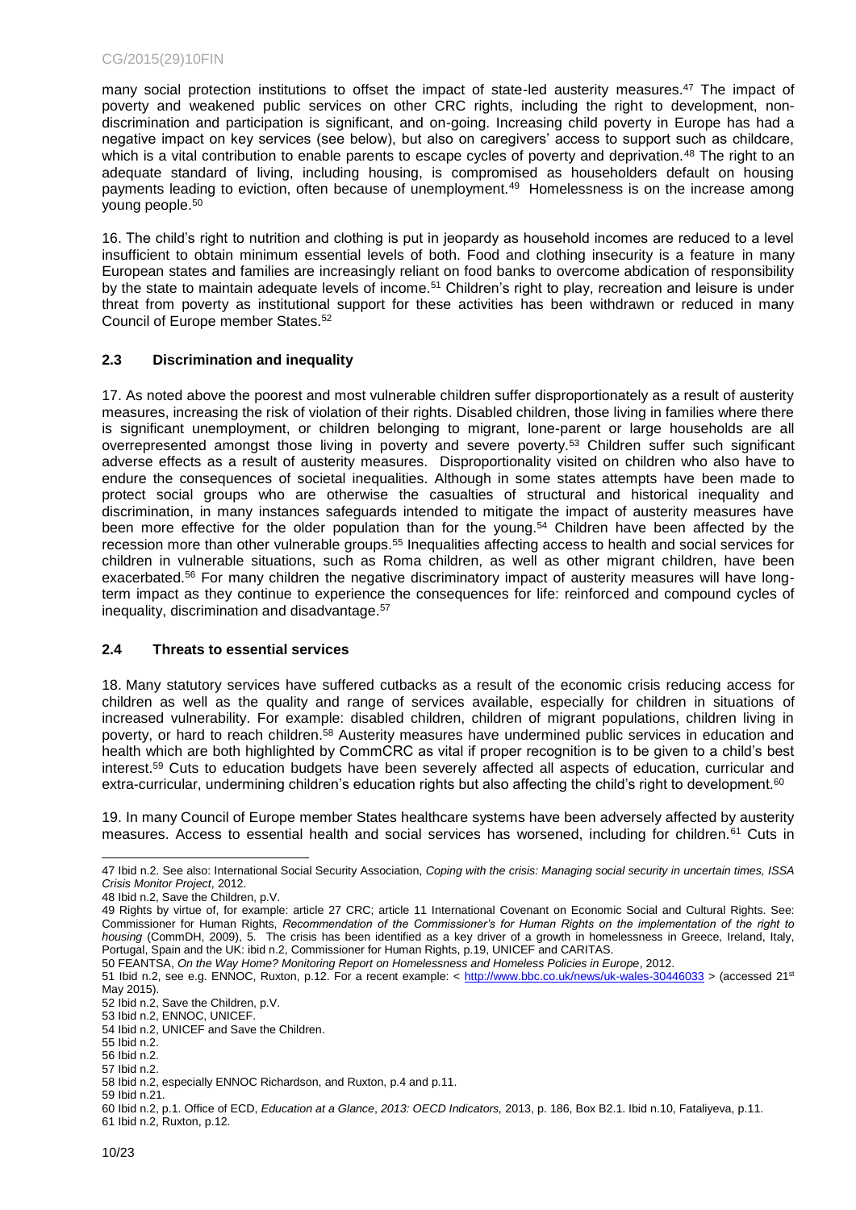many social protection institutions to offset the impact of state-led austerity measures.[47] The impact of poverty and weakened public services on other CRC rights, including the right to development, non-discrimination and participation is significant, and on-going. Increasing child poverty in Europe has had a negative impact on key services (see below), but also on caregivers' access to support such as childcare, which is a vital contribution to enable parents to escape cycles of poverty and deprivation.[48] The right to an adequate standard of living, including housing, is compromised as householders default on housing payments leading to eviction, often because of unemployment.[49] Homelessness is on the increase among young people.[50]

16. The child's right to nutrition and clothing is put in jeopardy as household incomes are reduced to a level insufficient to obtain minimum essential levels of both. Food and clothing insecurity is a feature in many European states and families are increasingly reliant on food banks to overcome abdication of responsibility by the state to maintain adequate levels of income.[51] Children's right to play, recreation and leisure is under threat from poverty as institutional support for these activities has been withdrawn or reduced in many Council of Europe member States.[52]

### 2.3 Discrimination and inequality

17. As noted above the poorest and most vulnerable children suffer disproportionately as a result of austerity measures, increasing the risk of violation of their rights. Disabled children, those living in families where there is significant unemployment, or children belonging to migrant, lone-parent or large households are all overrepresented amongst those living in poverty and severe poverty.[53] Children suffer such significant adverse effects as a result of austerity measures. Disproportionality visited on children who also have to endure the consequences of societal inequalities. Although in some states attempts have been made to protect social groups who are otherwise the casualties of structural and historical inequality and discrimination, in many instances safeguards intended to mitigate the impact of austerity measures have been more effective for the older population than for the young.[54] Children have been affected by the recession more than other vulnerable groups.[55] Inequalities affecting access to health and social services for children in vulnerable situations, such as Roma children, as well as other migrant children, have been exacerbated.[56] For many children the negative discriminatory impact of austerity measures will have long-term impact as they continue to experience the consequences for life: reinforced and compound cycles of inequality, discrimination and disadvantage.[57]

### 2.4 Threats to essential services

18. Many statutory services have suffered cutbacks as a result of the economic crisis reducing access for children as well as the quality and range of services available, especially for children in situations of increased vulnerability. For example: disabled children, children of migrant populations, children living in poverty, or hard to reach children.[58] Austerity measures have undermined public services in education and health which are both highlighted by CommCRC as vital if proper recognition is to be given to a child's best interest.[59] Cuts to education budgets have been severely affected all aspects of education, curricular and extra-curricular, undermining children's education rights but also affecting the child's right to development.[60]

19. In many Council of Europe member States healthcare systems have been adversely affected by austerity measures. Access to essential health and social services has worsened, including for children.[61] Cuts in

---

47 Ibid n.2. See also: International Social Security Association, *Coping with the crisis: Managing social security in uncertain times, ISSA Crisis Monitor Project*, 2012.

48 Ibid n.2, Save the Children, p.V.

49 Rights by virtue of, for example: article 27 CRC; article 11 International Covenant on Economic Social and Cultural Rights. See: Commissioner for Human Rights, *Recommendation of the Commissioner's for Human Rights on the implementation of the right to housing* (CommDH, 2009), 5. The crisis has been identified as a key driver of a growth in homelessness in Greece, Ireland, Italy, Portugal, Spain and the UK: ibid n.2, Commissioner for Human Rights, p.19, UNICEF and CARITAS.

50 FEANTSA, *On the Way Home? Monitoring Report on Homelessness and Homeless Policies in Europe*, 2012.

51 Ibid n.2, see e.g. ENNOC, Ruxton, p.12. For a recent example: < http://www.bbc.co.uk/news/uk-wales-30446033 > (accessed 21st May 2015).

52 Ibid n.2, Save the Children, p.V.

53 Ibid n.2, ENNOC, UNICEF.

54 Ibid n.2, UNICEF and Save the Children.

55 Ibid n.2.

56 Ibid n.2.

57 Ibid n.2.

58 Ibid n.2, especially ENNOC Richardson, and Ruxton, p.4 and p.11.

59 Ibid n.21.

60 Ibid n.2, p.1. Office of ECD, *Education at a Glance*, *2013: OECD Indicators,* 2013, p. 186, Box B2.1. Ibid n.10, Fataliyeva, p.11.

61 Ibid n.2, Ruxton, p.12.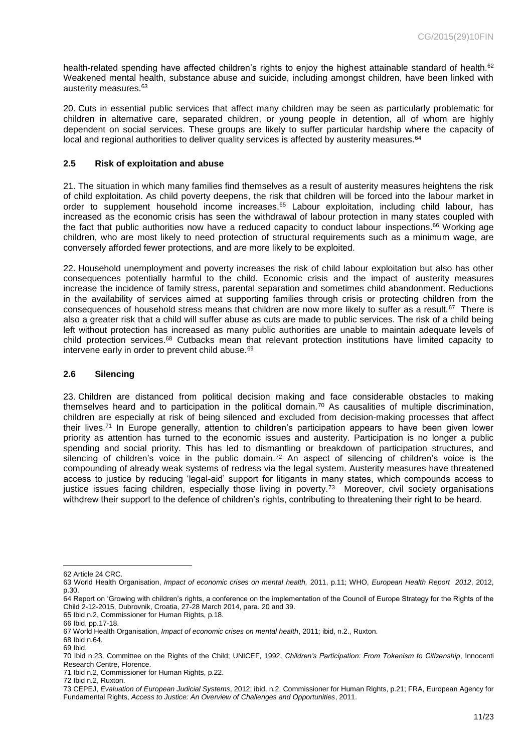health-related spending have affected children's rights to enjoy the highest attainable standard of health.[62] Weakened mental health, substance abuse and suicide, including amongst children, have been linked with austerity measures.[63]

20. Cuts in essential public services that affect many children may be seen as particularly problematic for children in alternative care, separated children, or young people in detention, all of whom are highly dependent on social services. These groups are likely to suffer particular hardship where the capacity of local and regional authorities to deliver quality services is affected by austerity measures.[64]

### 2.5 Risk of exploitation and abuse

21. The situation in which many families find themselves as a result of austerity measures heightens the risk of child exploitation. As child poverty deepens, the risk that children will be forced into the labour market in order to supplement household income increases.[65] Labour exploitation, including child labour, has increased as the economic crisis has seen the withdrawal of labour protection in many states coupled with the fact that public authorities now have a reduced capacity to conduct labour inspections.[66] Working age children, who are most likely to need protection of structural requirements such as a minimum wage, are conversely afforded fewer protections, and are more likely to be exploited.

22. Household unemployment and poverty increases the risk of child labour exploitation but also has other consequences potentially harmful to the child. Economic crisis and the impact of austerity measures increase the incidence of family stress, parental separation and sometimes child abandonment. Reductions in the availability of services aimed at supporting families through crisis or protecting children from the consequences of household stress means that children are now more likely to suffer as a result.[67] There is also a greater risk that a child will suffer abuse as cuts are made to public services. The risk of a child being left without protection has increased as many public authorities are unable to maintain adequate levels of child protection services.[68] Cutbacks mean that relevant protection institutions have limited capacity to intervene early in order to prevent child abuse.[69]

### 2.6 Silencing

23. Children are distanced from political decision making and face considerable obstacles to making themselves heard and to participation in the political domain.[70] As causalities of multiple discrimination, children are especially at risk of being silenced and excluded from decision-making processes that affect their lives.[71] In Europe generally, attention to children's participation appears to have been given lower priority as attention has turned to the economic issues and austerity. Participation is no longer a public spending and social priority. This has led to dismantling or breakdown of participation structures, and silencing of children's voice in the public domain.[72] An aspect of silencing of children's voice is the compounding of already weak systems of redress via the legal system. Austerity measures have threatened access to justice by reducing 'legal-aid' support for litigants in many states, which compounds access to justice issues facing children, especially those living in poverty.[73] Moreover, civil society organisations withdrew their support to the defence of children's rights, contributing to threatening their right to be heard.

---

62 Article 24 CRC.

63 World Health Organisation, *Impact of economic crises on mental health,* 2011, p.11; WHO, *European Health Report 2012*, 2012, p.30.

64 Report on 'Growing with children's rights, a conference on the implementation of the Council of Europe Strategy for the Rights of the Child 2-12-2015, Dubrovnik, Croatia, 27-28 March 2014, para. 20 and 39.

65 Ibid n.2, Commissioner for Human Rights, p.18.

66 Ibid, pp.17-18.

67 World Health Organisation, *Impact of economic crises on mental health*, 2011; ibid, n.2., Ruxton.

68 Ibid n.64.

69 Ibid.

70 Ibid n.23, Committee on the Rights of the Child; UNICEF, 1992, *Children's Participation: From Tokenism to Citizenship*, Innocenti Research Centre, Florence.

71 Ibid n.2, Commissioner for Human Rights, p.22.

72 Ibid n.2, Ruxton.

73 CEPEJ, *Evaluation of European Judicial Systems*, 2012; ibid, n.2, Commissioner for Human Rights, p.21; FRA, European Agency for Fundamental Rights, *Access to Justice: An Overview of Challenges and Opportunities*, 2011.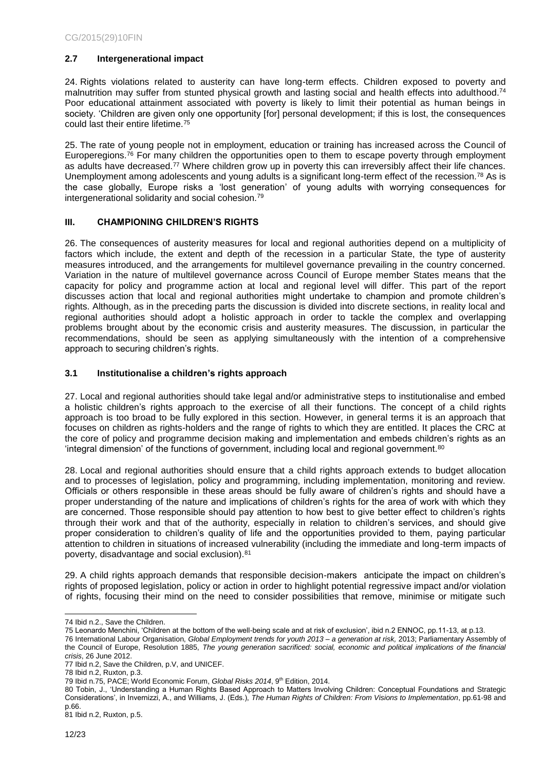## 2.7 Intergenerational impact

24. Rights violations related to austerity can have long-term effects. Children exposed to poverty and malnutrition may suffer from stunted physical growth and lasting social and health effects into adulthood.[74] Poor educational attainment associated with poverty is likely to limit their potential as human beings in society. 'Children are given only one opportunity [for] personal development; if this is lost, the consequences could last their entire lifetime.[75]

25. The rate of young people not in employment, education or training has increased across the Council of Europeregions.[76] For many children the opportunities open to them to escape poverty through employment as adults have decreased.[77] Where children grow up in poverty this can irreversibly affect their life chances. Unemployment among adolescents and young adults is a significant long-term effect of the recession.[78] As is the case globally, Europe risks a 'lost generation' of young adults with worrying consequences for intergenerational solidarity and social cohesion.[79]

## III. CHAMPIONING CHILDREN'S RIGHTS

26. The consequences of austerity measures for local and regional authorities depend on a multiplicity of factors which include, the extent and depth of the recession in a particular State, the type of austerity measures introduced, and the arrangements for multilevel governance prevailing in the country concerned. Variation in the nature of multilevel governance across Council of Europe member States means that the capacity for policy and programme action at local and regional level will differ. This part of the report discusses action that local and regional authorities might undertake to champion and promote children's rights. Although, as in the preceding parts the discussion is divided into discrete sections, in reality local and regional authorities should adopt a holistic approach in order to tackle the complex and overlapping problems brought about by the economic crisis and austerity measures. The discussion, in particular the recommendations, should be seen as applying simultaneously with the intention of a comprehensive approach to securing children's rights.

### 3.1 Institutionalise a children's rights approach

27. Local and regional authorities should take legal and/or administrative steps to institutionalise and embed a holistic children's rights approach to the exercise of all their functions. The concept of a child rights approach is too broad to be fully explored in this section. However, in general terms it is an approach that focuses on children as rights-holders and the range of rights to which they are entitled. It places the CRC at the core of policy and programme decision making and implementation and embeds children's rights as an 'integral dimension' of the functions of government, including local and regional government.[80]

28. Local and regional authorities should ensure that a child rights approach extends to budget allocation and to processes of legislation, policy and programming, including implementation, monitoring and review. Officials or others responsible in these areas should be fully aware of children's rights and should have a proper understanding of the nature and implications of children's rights for the area of work with which they are concerned. Those responsible should pay attention to how best to give better effect to children's rights through their work and that of the authority, especially in relation to children's services, and should give proper consideration to children's quality of life and the opportunities provided to them, paying particular attention to children in situations of increased vulnerability (including the immediate and long-term impacts of poverty, disadvantage and social exclusion).[81]

29. A child rights approach demands that responsible decision-makers anticipate the impact on children's rights of proposed legislation, policy or action in order to highlight potential regressive impact and/or violation of rights, focusing their mind on the need to consider possibilities that remove, minimise or mitigate such

---

74 Ibid n.2., Save the Children.

75 Leonardo Menchini, 'Children at the bottom of the well-being scale and at risk of exclusion', ibid n.2 ENNOC, pp.11-13, at p.13.

76 International Labour Organisation, *Global Employment trends for youth 2013 – a generation at risk,* 2013; Parliamentary Assembly of the Council of Europe, Resolution 1885, *The young generation sacrificed: social, economic and political implications of the financial crisis*, 26 June 2012.

77 Ibid n.2, Save the Children, p.V, and UNICEF.

78 Ibid n.2, Ruxton, p.3.

79 Ibid n.75, PACE; World Economic Forum, *Global Risks 2014*, 9th Edition, 2014.

80 Tobin, J., 'Understanding a Human Rights Based Approach to Matters Involving Children: Conceptual Foundations and Strategic Considerations', in Invernizzi, A., and Williams, J. (Eds.), *The Human Rights of Children: From Visions to Implementation*, pp.61-98 and p.66.

81 Ibid n.2, Ruxton, p.5.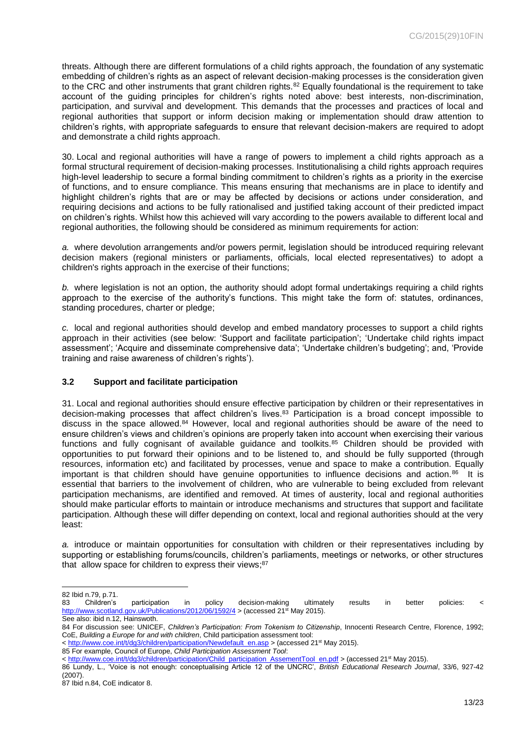threats. Although there are different formulations of a child rights approach, the foundation of any systematic embedding of children's rights as an aspect of relevant decision-making processes is the consideration given to the CRC and other instruments that grant children rights.[82] Equally foundational is the requirement to take account of the guiding principles for children's rights noted above: best interests, non-discrimination, participation, and survival and development. This demands that the processes and practices of local and regional authorities that support or inform decision making or implementation should draw attention to children's rights, with appropriate safeguards to ensure that relevant decision-makers are required to adopt and demonstrate a child rights approach.

30. Local and regional authorities will have a range of powers to implement a child rights approach as a formal structural requirement of decision-making processes. Institutionalising a child rights approach requires high-level leadership to secure a formal binding commitment to children's rights as a priority in the exercise of functions, and to ensure compliance. This means ensuring that mechanisms are in place to identify and highlight children's rights that are or may be affected by decisions or actions under consideration, and requiring decisions and actions to be fully rationalised and justified taking account of their predicted impact on children's rights. Whilst how this achieved will vary according to the powers available to different local and regional authorities, the following should be considered as minimum requirements for action:

*a.* where devolution arrangements and/or powers permit, legislation should be introduced requiring relevant decision makers (regional ministers or parliaments, officials, local elected representatives) to adopt a children's rights approach in the exercise of their functions;

*b.* where legislation is not an option, the authority should adopt formal undertakings requiring a child rights approach to the exercise of the authority's functions. This might take the form of: statutes, ordinances, standing procedures, charter or pledge;

*c.* local and regional authorities should develop and embed mandatory processes to support a child rights approach in their activities (see below: 'Support and facilitate participation'; 'Undertake child rights impact assessment'; 'Acquire and disseminate comprehensive data'; 'Undertake children's budgeting'; and, 'Provide training and raise awareness of children's rights').

### 3.2 Support and facilitate participation

31. Local and regional authorities should ensure effective participation by children or their representatives in decision-making processes that affect children's lives.[83] Participation is a broad concept impossible to discuss in the space allowed.[84] However, local and regional authorities should be aware of the need to ensure children's views and children's opinions are properly taken into account when exercising their various functions and fully cognisant of available guidance and toolkits.[85] Children should be provided with opportunities to put forward their opinions and to be listened to, and should be fully supported (through resources, information etc) and facilitated by processes, venue and space to make a contribution. Equally important is that children should have genuine opportunities to influence decisions and action.[86] It is essential that barriers to the involvement of children, who are vulnerable to being excluded from relevant participation mechanisms, are identified and removed. At times of austerity, local and regional authorities should make particular efforts to maintain or introduce mechanisms and structures that support and facilitate participation. Although these will differ depending on context, local and regional authorities should at the very least:

*a.* introduce or maintain opportunities for consultation with children or their representatives including by supporting or establishing forums/councils, children's parliaments, meetings or networks, or other structures that allow space for children to express their views;[87]

---

82 Ibid n.79, p.71.

83 Children's participation in policy decision-making ultimately results in better policies: < http://www.scotland.gov.uk/Publications/2012/06/1592/4 > (accessed 21st May 2015).
See also: ibid n.12, Hainswoth.

84 For discussion see: UNICEF, *Children's Participation: From Tokenism to Citizenship*, Innocenti Research Centre, Florence, 1992; CoE, *Building a Europe for and with children*, Child participation assessment tool:
< http://www.coe.int/t/dg3/children/participation/Newdefault_en.asp > (accessed 21st May 2015).

85 For example, Council of Europe, *Child Participation Assessment Tool*:
< http://www.coe.int/t/dg3/children/participation/Child_participation_AssementTool_en.pdf > (accessed 21st May 2015).

86 Lundy, L., 'Voice is not enough: conceptualising Article 12 of the UNCRC', *British Educational Research Journal*, 33/6, 927-42 (2007).

87 Ibid n.84, CoE indicator 8.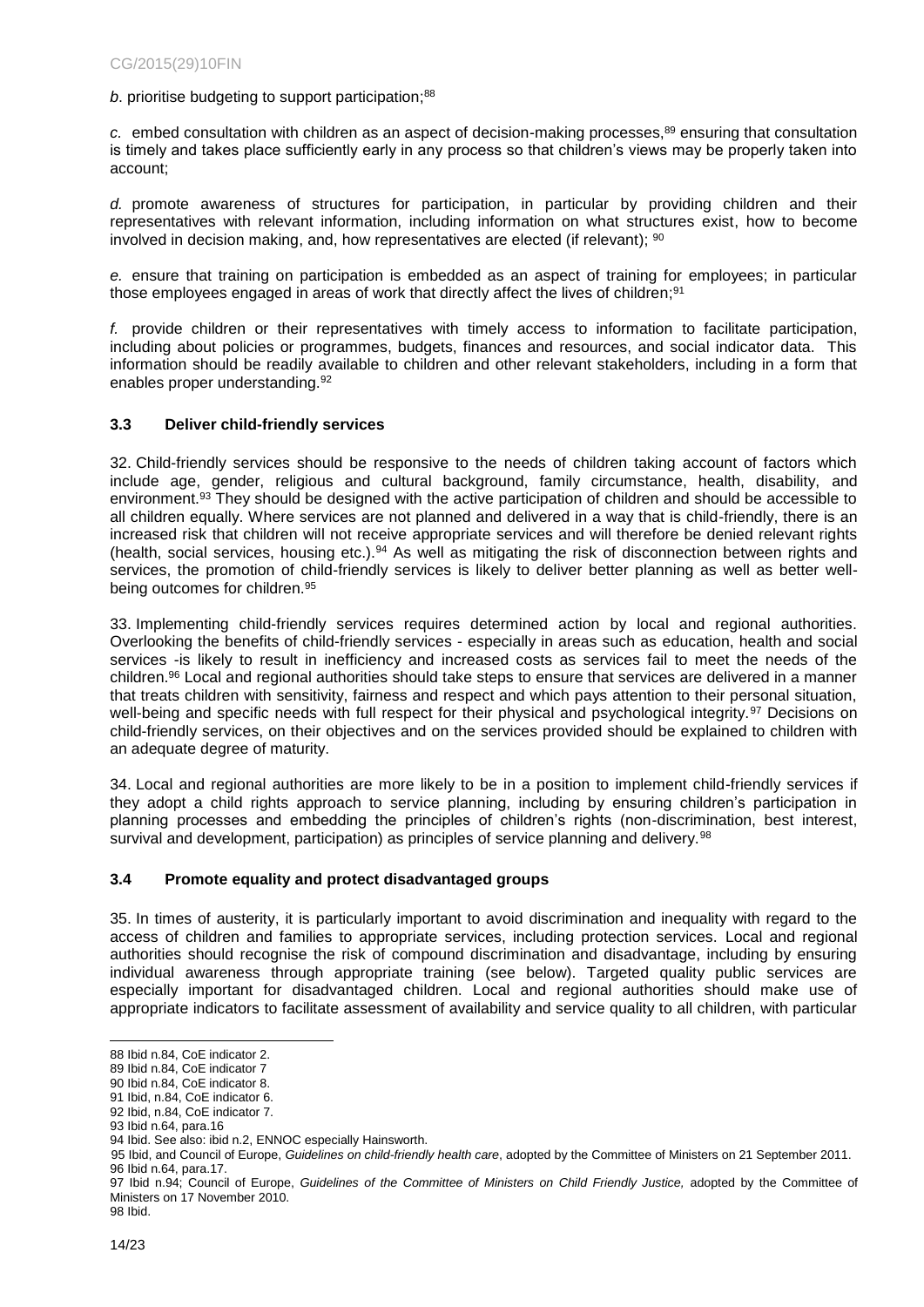*b*. prioritise budgeting to support participation;[88]

*c.* embed consultation with children as an aspect of decision-making processes,[89] ensuring that consultation is timely and takes place sufficiently early in any process so that children's views may be properly taken into account;

*d.* promote awareness of structures for participation, in particular by providing children and their representatives with relevant information, including information on what structures exist, how to become involved in decision making, and, how representatives are elected (if relevant); [90]

*e.* ensure that training on participation is embedded as an aspect of training for employees; in particular those employees engaged in areas of work that directly affect the lives of children;[91]

*f.* provide children or their representatives with timely access to information to facilitate participation, including about policies or programmes, budgets, finances and resources, and social indicator data. This information should be readily available to children and other relevant stakeholders, including in a form that enables proper understanding.[92]

### 3.3 Deliver child-friendly services

32. Child-friendly services should be responsive to the needs of children taking account of factors which include age, gender, religious and cultural background, family circumstance, health, disability, and environment.[93] They should be designed with the active participation of children and should be accessible to all children equally. Where services are not planned and delivered in a way that is child-friendly, there is an increased risk that children will not receive appropriate services and will therefore be denied relevant rights (health, social services, housing etc.).[94] As well as mitigating the risk of disconnection between rights and services, the promotion of child-friendly services is likely to deliver better planning as well as better well-being outcomes for children.[95]

33. Implementing child-friendly services requires determined action by local and regional authorities. Overlooking the benefits of child-friendly services - especially in areas such as education, health and social services -is likely to result in inefficiency and increased costs as services fail to meet the needs of the children.[96] Local and regional authorities should take steps to ensure that services are delivered in a manner that treats children with sensitivity, fairness and respect and which pays attention to their personal situation, well-being and specific needs with full respect for their physical and psychological integrity.[97] Decisions on child-friendly services, on their objectives and on the services provided should be explained to children with an adequate degree of maturity.

34. Local and regional authorities are more likely to be in a position to implement child-friendly services if they adopt a child rights approach to service planning, including by ensuring children's participation in planning processes and embedding the principles of children's rights (non-discrimination, best interest, survival and development, participation) as principles of service planning and delivery.[98]

### 3.4 Promote equality and protect disadvantaged groups

35. In times of austerity, it is particularly important to avoid discrimination and inequality with regard to the access of children and families to appropriate services, including protection services. Local and regional authorities should recognise the risk of compound discrimination and disadvantage, including by ensuring individual awareness through appropriate training (see below). Targeted quality public services are especially important for disadvantaged children. Local and regional authorities should make use of appropriate indicators to facilitate assessment of availability and service quality to all children, with particular

---

88 Ibid n.84, CoE indicator 2.
89 Ibid n.84, CoE indicator 7
90 Ibid n.84, CoE indicator 8.
91 Ibid, n.84, CoE indicator 6.
92 Ibid, n.84, CoE indicator 7.
93 Ibid n.64, para.16
94 Ibid. See also: ibid n.2, ENNOC especially Hainsworth.
95 Ibid, and Council of Europe, *Guidelines on child-friendly health care*, adopted by the Committee of Ministers on 21 September 2011.
96 Ibid n.64, para.17.
97 Ibid n.94; Council of Europe, *Guidelines of the Committee of Ministers on Child Friendly Justice,* adopted by the Committee of Ministers on 17 November 2010.
98 Ibid.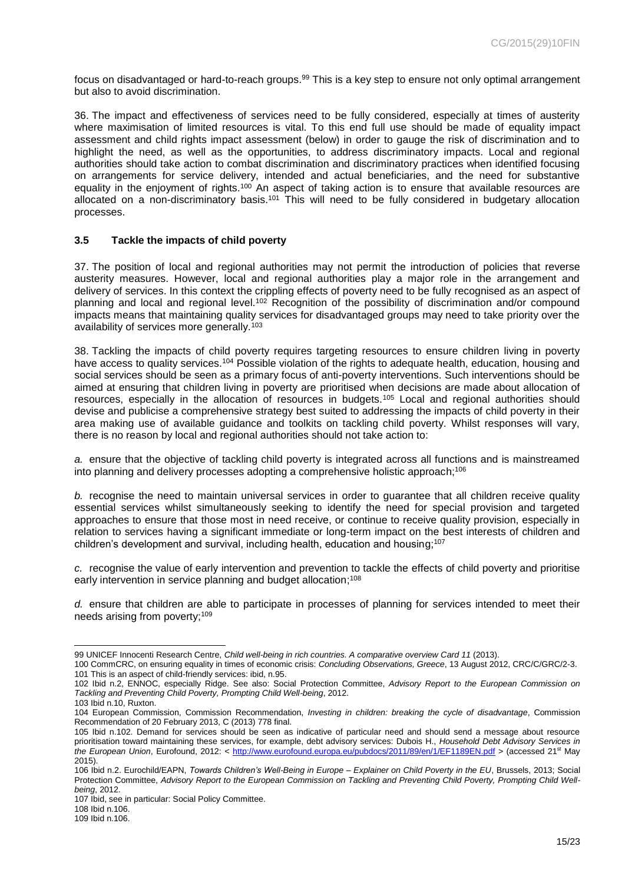focus on disadvantaged or hard-to-reach groups.[99] This is a key step to ensure not only optimal arrangement but also to avoid discrimination.

36. The impact and effectiveness of services need to be fully considered, especially at times of austerity where maximisation of limited resources is vital. To this end full use should be made of equality impact assessment and child rights impact assessment (below) in order to gauge the risk of discrimination and to highlight the need, as well as the opportunities, to address discriminatory impacts. Local and regional authorities should take action to combat discrimination and discriminatory practices when identified focusing on arrangements for service delivery, intended and actual beneficiaries, and the need for substantive equality in the enjoyment of rights.[100] An aspect of taking action is to ensure that available resources are allocated on a non-discriminatory basis.[101] This will need to be fully considered in budgetary allocation processes.

### 3.5 Tackle the impacts of child poverty

37. The position of local and regional authorities may not permit the introduction of policies that reverse austerity measures. However, local and regional authorities play a major role in the arrangement and delivery of services. In this context the crippling effects of poverty need to be fully recognised as an aspect of planning and local and regional level.[102] Recognition of the possibility of discrimination and/or compound impacts means that maintaining quality services for disadvantaged groups may need to take priority over the availability of services more generally.[103]

38. Tackling the impacts of child poverty requires targeting resources to ensure children living in poverty have access to quality services.[104] Possible violation of the rights to adequate health, education, housing and social services should be seen as a primary focus of anti-poverty interventions. Such interventions should be aimed at ensuring that children living in poverty are prioritised when decisions are made about allocation of resources, especially in the allocation of resources in budgets.[105] Local and regional authorities should devise and publicise a comprehensive strategy best suited to addressing the impacts of child poverty in their area making use of available guidance and toolkits on tackling child poverty. Whilst responses will vary, there is no reason by local and regional authorities should not take action to:

*a.* ensure that the objective of tackling child poverty is integrated across all functions and is mainstreamed into planning and delivery processes adopting a comprehensive holistic approach;[106]

*b.* recognise the need to maintain universal services in order to guarantee that all children receive quality essential services whilst simultaneously seeking to identify the need for special provision and targeted approaches to ensure that those most in need receive, or continue to receive quality provision, especially in relation to services having a significant immediate or long-term impact on the best interests of children and children's development and survival, including health, education and housing;[107]

*c.* recognise the value of early intervention and prevention to tackle the effects of child poverty and prioritise early intervention in service planning and budget allocation;[108]

*d.* ensure that children are able to participate in processes of planning for services intended to meet their needs arising from poverty;[109]

---

99 UNICEF Innocenti Research Centre, *Child well-being in rich countries. A comparative overview Card 11* (2013).

100 CommCRC, on ensuring equality in times of economic crisis: *Concluding Observations, Greece*, 13 August 2012, CRC/C/GRC/2-3.

101 This is an aspect of child-friendly services: ibid, n.95.

102 Ibid n.2, ENNOC, especially Ridge. See also: Social Protection Committee, *Advisory Report to the European Commission on Tackling and Preventing Child Poverty, Prompting Child Well-being*, 2012.

103 Ibid n.10, Ruxton.

104 European Commission, Commission Recommendation, *Investing in children: breaking the cycle of disadvantage*, Commission Recommendation of 20 February 2013, C (2013) 778 final.

105 Ibid n.102. Demand for services should be seen as indicative of particular need and should send a message about resource prioritisation toward maintaining these services, for example, debt advisory services: Dubois H., *Household Debt Advisory Services in the European Union*, Eurofound, 2012: < http://www.eurofound.europa.eu/pubdocs/2011/89/en/1/EF1189EN.pdf > (accessed 21st May 2015).

106 Ibid n.2. Eurochild/EAPN, *Towards Children's Well-Being in Europe – Explainer on Child Poverty in the EU*, Brussels, 2013; Social Protection Committee, *Advisory Report to the European Commission on Tackling and Preventing Child Poverty, Prompting Child Well-being*, 2012.

107 Ibid, see in particular: Social Policy Committee.

108 Ibid n.106.

109 Ibid n.106.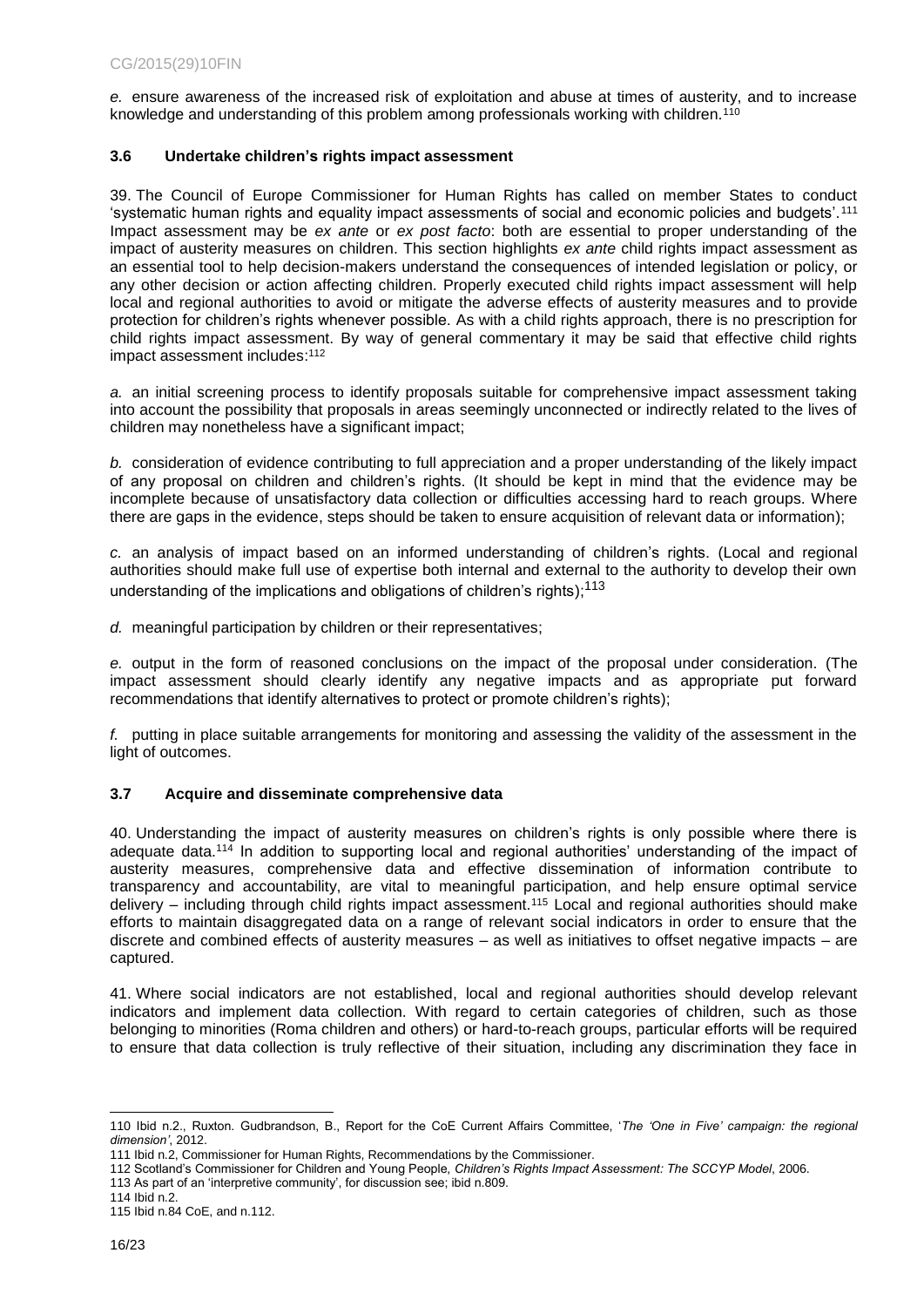*e.* ensure awareness of the increased risk of exploitation and abuse at times of austerity, and to increase knowledge and understanding of this problem among professionals working with children.[110]

### 3.6 Undertake children's rights impact assessment

39. The Council of Europe Commissioner for Human Rights has called on member States to conduct 'systematic human rights and equality impact assessments of social and economic policies and budgets'.[111] Impact assessment may be *ex ante* or *ex post facto*: both are essential to proper understanding of the impact of austerity measures on children. This section highlights *ex ante* child rights impact assessment as an essential tool to help decision-makers understand the consequences of intended legislation or policy, or any other decision or action affecting children. Properly executed child rights impact assessment will help local and regional authorities to avoid or mitigate the adverse effects of austerity measures and to provide protection for children's rights whenever possible. As with a child rights approach, there is no prescription for child rights impact assessment. By way of general commentary it may be said that effective child rights impact assessment includes:[112]

*a.* an initial screening process to identify proposals suitable for comprehensive impact assessment taking into account the possibility that proposals in areas seemingly unconnected or indirectly related to the lives of children may nonetheless have a significant impact;

*b.* consideration of evidence contributing to full appreciation and a proper understanding of the likely impact of any proposal on children and children's rights. (It should be kept in mind that the evidence may be incomplete because of unsatisfactory data collection or difficulties accessing hard to reach groups. Where there are gaps in the evidence, steps should be taken to ensure acquisition of relevant data or information);

*c.* an analysis of impact based on an informed understanding of children's rights. (Local and regional authorities should make full use of expertise both internal and external to the authority to develop their own understanding of the implications and obligations of children's rights);[113]

*d.* meaningful participation by children or their representatives;

*e.* output in the form of reasoned conclusions on the impact of the proposal under consideration. (The impact assessment should clearly identify any negative impacts and as appropriate put forward recommendations that identify alternatives to protect or promote children's rights);

*f.* putting in place suitable arrangements for monitoring and assessing the validity of the assessment in the light of outcomes.

### 3.7 Acquire and disseminate comprehensive data

40. Understanding the impact of austerity measures on children's rights is only possible where there is adequate data.[114] In addition to supporting local and regional authorities' understanding of the impact of austerity measures, comprehensive data and effective dissemination of information contribute to transparency and accountability, are vital to meaningful participation, and help ensure optimal service delivery – including through child rights impact assessment.[115] Local and regional authorities should make efforts to maintain disaggregated data on a range of relevant social indicators in order to ensure that the discrete and combined effects of austerity measures – as well as initiatives to offset negative impacts – are captured.

41. Where social indicators are not established, local and regional authorities should develop relevant indicators and implement data collection. With regard to certain categories of children, such as those belonging to minorities (Roma children and others) or hard-to-reach groups, particular efforts will be required to ensure that data collection is truly reflective of their situation, including any discrimination they face in

---

110 Ibid n.2., Ruxton. Gudbrandson, B., Report for the CoE Current Affairs Committee, '*The 'One in Five' campaign: the regional dimension'*, 2012.

111 Ibid n.2, Commissioner for Human Rights, Recommendations by the Commissioner.

112 Scotland's Commissioner for Children and Young People, *Children's Rights Impact Assessment: The SCCYP Model*, 2006.

113 As part of an 'interpretive community', for discussion see; ibid n.809.

114 Ibid n.2.

115 Ibid n.84 CoE, and n.112.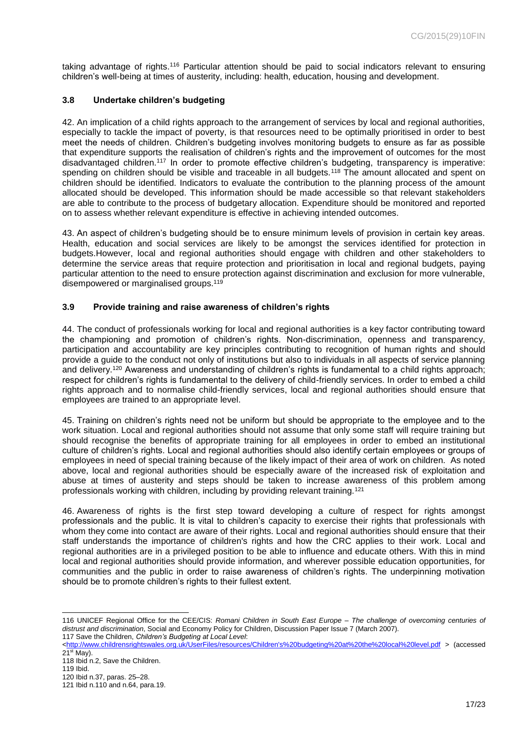taking advantage of rights.[116] Particular attention should be paid to social indicators relevant to ensuring children's well-being at times of austerity, including: health, education, housing and development.

### 3.8 Undertake children's budgeting

42. An implication of a child rights approach to the arrangement of services by local and regional authorities, especially to tackle the impact of poverty, is that resources need to be optimally prioritised in order to best meet the needs of children. Children's budgeting involves monitoring budgets to ensure as far as possible that expenditure supports the realisation of children's rights and the improvement of outcomes for the most disadvantaged children.[117] In order to promote effective children's budgeting, transparency is imperative: spending on children should be visible and traceable in all budgets.[118] The amount allocated and spent on children should be identified. Indicators to evaluate the contribution to the planning process of the amount allocated should be developed. This information should be made accessible so that relevant stakeholders are able to contribute to the process of budgetary allocation. Expenditure should be monitored and reported on to assess whether relevant expenditure is effective in achieving intended outcomes.

43. An aspect of children's budgeting should be to ensure minimum levels of provision in certain key areas. Health, education and social services are likely to be amongst the services identified for protection in budgets.However, local and regional authorities should engage with children and other stakeholders to determine the service areas that require protection and prioritisation in local and regional budgets, paying particular attention to the need to ensure protection against discrimination and exclusion for more vulnerable, disempowered or marginalised groups.[119]

### 3.9 Provide training and raise awareness of children's rights

44. The conduct of professionals working for local and regional authorities is a key factor contributing toward the championing and promotion of children's rights. Non-discrimination, openness and transparency, participation and accountability are key principles contributing to recognition of human rights and should provide a guide to the conduct not only of institutions but also to individuals in all aspects of service planning and delivery.[120] Awareness and understanding of children's rights is fundamental to a child rights approach; respect for children's rights is fundamental to the delivery of child-friendly services. In order to embed a child rights approach and to normalise child-friendly services, local and regional authorities should ensure that employees are trained to an appropriate level.

45. Training on children's rights need not be uniform but should be appropriate to the employee and to the work situation. Local and regional authorities should not assume that only some staff will require training but should recognise the benefits of appropriate training for all employees in order to embed an institutional culture of children's rights. Local and regional authorities should also identify certain employees or groups of employees in need of special training because of the likely impact of their area of work on children. As noted above, local and regional authorities should be especially aware of the increased risk of exploitation and abuse at times of austerity and steps should be taken to increase awareness of this problem among professionals working with children, including by providing relevant training.[121]

46. Awareness of rights is the first step toward developing a culture of respect for rights amongst professionals and the public. It is vital to children's capacity to exercise their rights that professionals with whom they come into contact are aware of their rights. Local and regional authorities should ensure that their staff understands the importance of children's rights and how the CRC applies to their work. Local and regional authorities are in a privileged position to be able to influence and educate others. With this in mind local and regional authorities should provide information, and wherever possible education opportunities, for communities and the public in order to raise awareness of children's rights. The underpinning motivation should be to promote children's rights to their fullest extent.

---

116 UNICEF Regional Office for the CEE/CIS: *Romani Children in South East Europe – The challenge of overcoming centuries of distrust and discrimination*, Social and Economy Policy for Children, Discussion Paper Issue 7 (March 2007).

117 Save the Children, *Children's Budgeting at Local Level*: <http://www.childrensrightswales.org.uk/UserFiles/resources/Children's%20budgeting%20at%20the%20local%20level.pdf > (accessed 21st May).

118 Ibid n.2, Save the Children.

119 Ibid.

120 Ibid n.37, paras. 25–28.

121 Ibid n.110 and n.64, para.19.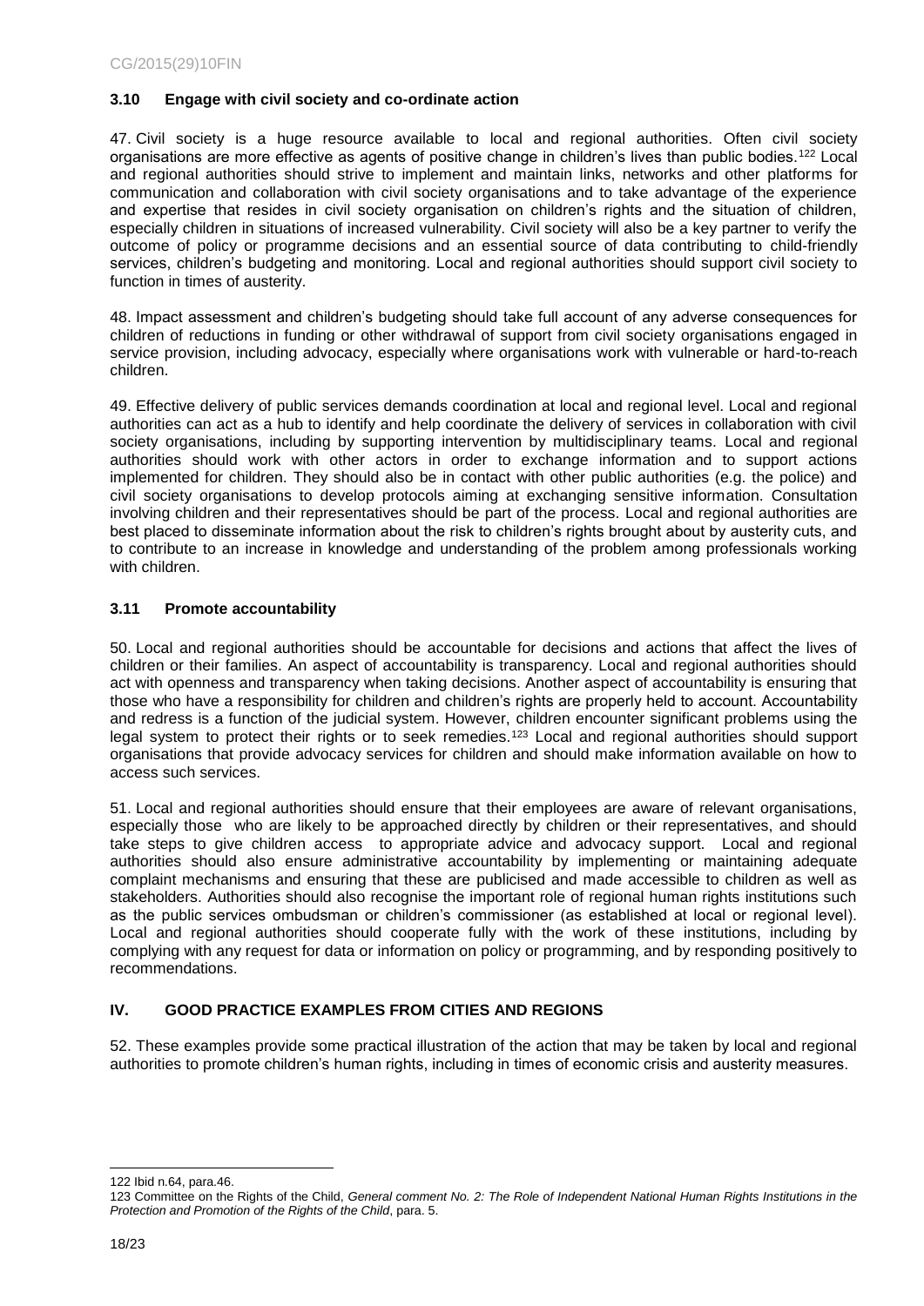### 3.10 Engage with civil society and co-ordinate action

47. Civil society is a huge resource available to local and regional authorities. Often civil society organisations are more effective as agents of positive change in children's lives than public bodies.[122] Local and regional authorities should strive to implement and maintain links, networks and other platforms for communication and collaboration with civil society organisations and to take advantage of the experience and expertise that resides in civil society organisation on children's rights and the situation of children, especially children in situations of increased vulnerability. Civil society will also be a key partner to verify the outcome of policy or programme decisions and an essential source of data contributing to child-friendly services, children's budgeting and monitoring. Local and regional authorities should support civil society to function in times of austerity.

48. Impact assessment and children's budgeting should take full account of any adverse consequences for children of reductions in funding or other withdrawal of support from civil society organisations engaged in service provision, including advocacy, especially where organisations work with vulnerable or hard-to-reach children.

49. Effective delivery of public services demands coordination at local and regional level. Local and regional authorities can act as a hub to identify and help coordinate the delivery of services in collaboration with civil society organisations, including by supporting intervention by multidisciplinary teams. Local and regional authorities should work with other actors in order to exchange information and to support actions implemented for children. They should also be in contact with other public authorities (e.g. the police) and civil society organisations to develop protocols aiming at exchanging sensitive information. Consultation involving children and their representatives should be part of the process. Local and regional authorities are best placed to disseminate information about the risk to children's rights brought about by austerity cuts, and to contribute to an increase in knowledge and understanding of the problem among professionals working with children.

### 3.11 Promote accountability

50. Local and regional authorities should be accountable for decisions and actions that affect the lives of children or their families. An aspect of accountability is transparency. Local and regional authorities should act with openness and transparency when taking decisions. Another aspect of accountability is ensuring that those who have a responsibility for children and children's rights are properly held to account. Accountability and redress is a function of the judicial system. However, children encounter significant problems using the legal system to protect their rights or to seek remedies.[123] Local and regional authorities should support organisations that provide advocacy services for children and should make information available on how to access such services.

51. Local and regional authorities should ensure that their employees are aware of relevant organisations, especially those who are likely to be approached directly by children or their representatives, and should take steps to give children access to appropriate advice and advocacy support. Local and regional authorities should also ensure administrative accountability by implementing or maintaining adequate complaint mechanisms and ensuring that these are publicised and made accessible to children as well as stakeholders. Authorities should also recognise the important role of regional human rights institutions such as the public services ombudsman or children's commissioner (as established at local or regional level). Local and regional authorities should cooperate fully with the work of these institutions, including by complying with any request for data or information on policy or programming, and by responding positively to recommendations.

## IV. GOOD PRACTICE EXAMPLES FROM CITIES AND REGIONS

52. These examples provide some practical illustration of the action that may be taken by local and regional authorities to promote children's human rights, including in times of economic crisis and austerity measures.

---

122 Ibid n.64, para.46.

123 Committee on the Rights of the Child, *General comment No. 2: The Role of Independent National Human Rights Institutions in the Protection and Promotion of the Rights of the Child*, para. 5.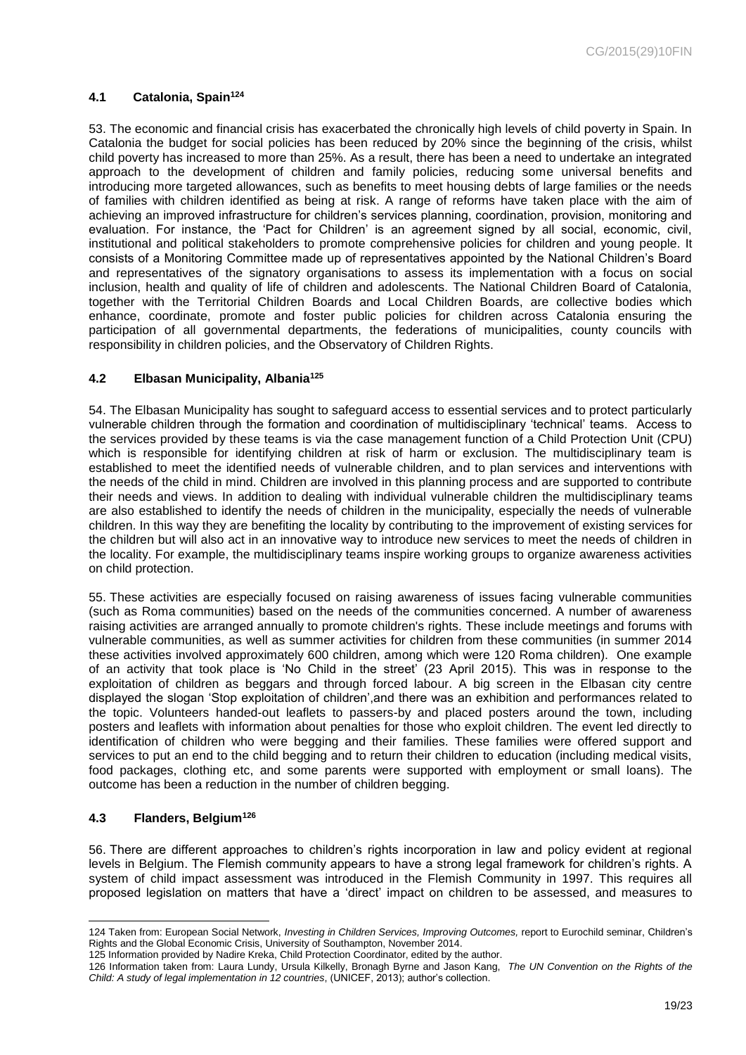### 4.1 Catalonia, Spain[124]

53. The economic and financial crisis has exacerbated the chronically high levels of child poverty in Spain. In Catalonia the budget for social policies has been reduced by 20% since the beginning of the crisis, whilst child poverty has increased to more than 25%. As a result, there has been a need to undertake an integrated approach to the development of children and family policies, reducing some universal benefits and introducing more targeted allowances, such as benefits to meet housing debts of large families or the needs of families with children identified as being at risk. A range of reforms have taken place with the aim of achieving an improved infrastructure for children's services planning, coordination, provision, monitoring and evaluation. For instance, the 'Pact for Children' is an agreement signed by all social, economic, civil, institutional and political stakeholders to promote comprehensive policies for children and young people. It consists of a Monitoring Committee made up of representatives appointed by the National Children's Board and representatives of the signatory organisations to assess its implementation with a focus on social inclusion, health and quality of life of children and adolescents. The National Children Board of Catalonia, together with the Territorial Children Boards and Local Children Boards, are collective bodies which enhance, coordinate, promote and foster public policies for children across Catalonia ensuring the participation of all governmental departments, the federations of municipalities, county councils with responsibility in children policies, and the Observatory of Children Rights.

### 4.2 Elbasan Municipality, Albania[125]

54. The Elbasan Municipality has sought to safeguard access to essential services and to protect particularly vulnerable children through the formation and coordination of multidisciplinary 'technical' teams. Access to the services provided by these teams is via the case management function of a Child Protection Unit (CPU) which is responsible for identifying children at risk of harm or exclusion. The multidisciplinary team is established to meet the identified needs of vulnerable children, and to plan services and interventions with the needs of the child in mind. Children are involved in this planning process and are supported to contribute their needs and views. In addition to dealing with individual vulnerable children the multidisciplinary teams are also established to identify the needs of children in the municipality, especially the needs of vulnerable children. In this way they are benefiting the locality by contributing to the improvement of existing services for the children but will also act in an innovative way to introduce new services to meet the needs of children in the locality. For example, the multidisciplinary teams inspire working groups to organize awareness activities on child protection.

55. These activities are especially focused on raising awareness of issues facing vulnerable communities (such as Roma communities) based on the needs of the communities concerned. A number of awareness raising activities are arranged annually to promote children's rights. These include meetings and forums with vulnerable communities, as well as summer activities for children from these communities (in summer 2014 these activities involved approximately 600 children, among which were 120 Roma children). One example of an activity that took place is 'No Child in the street' (23 April 2015). This was in response to the exploitation of children as beggars and through forced labour. A big screen in the Elbasan city centre displayed the slogan 'Stop exploitation of children',and there was an exhibition and performances related to the topic. Volunteers handed-out leaflets to passers-by and placed posters around the town, including posters and leaflets with information about penalties for those who exploit children. The event led directly to identification of children who were begging and their families. These families were offered support and services to put an end to the child begging and to return their children to education (including medical visits, food packages, clothing etc, and some parents were supported with employment or small loans). The outcome has been a reduction in the number of children begging.

### 4.3 Flanders, Belgium[126]

56. There are different approaches to children's rights incorporation in law and policy evident at regional levels in Belgium. The Flemish community appears to have a strong legal framework for children's rights. A system of child impact assessment was introduced in the Flemish Community in 1997. This requires all proposed legislation on matters that have a 'direct' impact on children to be assessed, and measures to

---

124 Taken from: European Social Network, *Investing in Children Services, Improving Outcomes,* report to Eurochild seminar, Children's Rights and the Global Economic Crisis, University of Southampton, November 2014.

125 Information provided by Nadire Kreka, Child Protection Coordinator, edited by the author.

126 Information taken from: Laura Lundy, Ursula Kilkelly, Bronagh Byrne and Jason Kang, *The UN Convention on the Rights of the Child: A study of legal implementation in 12 countries*, (UNICEF, 2013); author's collection.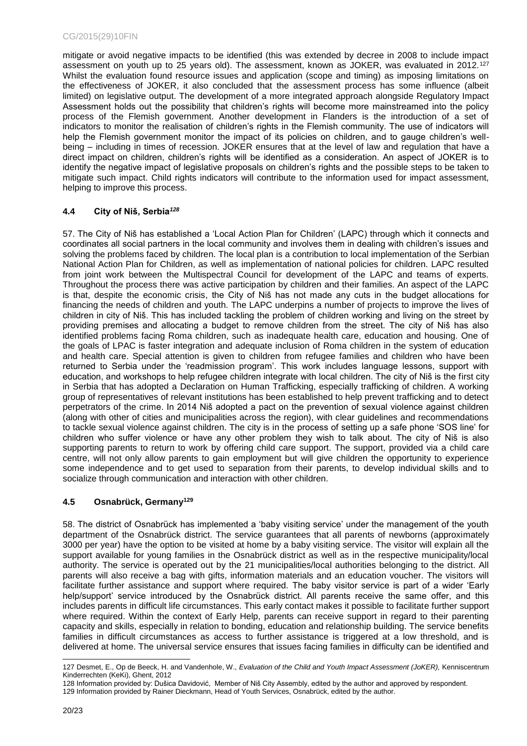mitigate or avoid negative impacts to be identified (this was extended by decree in 2008 to include impact assessment on youth up to 25 years old). The assessment, known as JOKER, was evaluated in 2012.[127] Whilst the evaluation found resource issues and application (scope and timing) as imposing limitations on the effectiveness of JOKER, it also concluded that the assessment process has some influence (albeit limited) on legislative output. The development of a more integrated approach alongside Regulatory Impact Assessment holds out the possibility that children's rights will become more mainstreamed into the policy process of the Flemish government. Another development in Flanders is the introduction of a set of indicators to monitor the realisation of children's rights in the Flemish community. The use of indicators will help the Flemish government monitor the impact of its policies on children, and to gauge children's well-being – including in times of recession. JOKER ensures that at the level of law and regulation that have a direct impact on children, children's rights will be identified as a consideration. An aspect of JOKER is to identify the negative impact of legislative proposals on children's rights and the possible steps to be taken to mitigate such impact. Child rights indicators will contribute to the information used for impact assessment, helping to improve this process.

### 4.4 City of Niš, Serbia[128]

57. The City of Niš has established a 'Local Action Plan for Children' (LAPC) through which it connects and coordinates all social partners in the local community and involves them in dealing with children's issues and solving the problems faced by children. The local plan is a contribution to local implementation of the Serbian National Action Plan for Children, as well as implementation of national policies for children. LAPC resulted from joint work between the Multispectral Council for development of the LAPC and teams of experts. Throughout the process there was active participation by children and their families. An aspect of the LAPC is that, despite the economic crisis, the City of Niš has not made any cuts in the budget allocations for financing the needs of children and youth. The LAPC underpins a number of projects to improve the lives of children in city of Niš. This has included tackling the problem of children working and living on the street by providing premises and allocating a budget to remove children from the street. The city of Niš has also identified problems facing Roma children, such as inadequate health care, education and housing. One of the goals of LPAC is faster integration and adequate inclusion of Roma children in the system of education and health care. Special attention is given to children from refugee families and children who have been returned to Serbia under the 'readmission program'. This work includes language lessons, support with education, and workshops to help refugee children integrate with local children. The city of Niš is the first city in Serbia that has adopted a Declaration on Human Trafficking, especially trafficking of children. A working group of representatives of relevant institutions has been established to help prevent trafficking and to detect perpetrators of the crime. In 2014 Niš adopted a pact on the prevention of sexual violence against children (along with other of cities and municipalities across the region), with clear guidelines and recommendations to tackle sexual violence against children. The city is in the process of setting up a safe phone 'SOS line' for children who suffer violence or have any other problem they wish to talk about. The city of Niš is also supporting parents to return to work by offering child care support. The support, provided via a child care centre, will not only allow parents to gain employment but will give children the opportunity to experience some independence and to get used to separation from their parents, to develop individual skills and to socialize through communication and interaction with other children.

### 4.5 Osnabrück, Germany[129]

58. The district of Osnabrück has implemented a 'baby visiting service' under the management of the youth department of the Osnabrück district. The service guarantees that all parents of newborns (approximately 3000 per year) have the option to be visited at home by a baby visiting service. The visitor will explain all the support available for young families in the Osnabrück district as well as in the respective municipality/local authority. The service is operated out by the 21 municipalities/local authorities belonging to the district. All parents will also receive a bag with gifts, information materials and an education voucher. The visitors will facilitate further assistance and support where required. The baby visitor service is part of a wider 'Early help/support' service introduced by the Osnabrück district. All parents receive the same offer, and this includes parents in difficult life circumstances. This early contact makes it possible to facilitate further support where required. Within the context of Early Help, parents can receive support in regard to their parenting capacity and skills, especially in relation to bonding, education and relationship building. The service benefits families in difficult circumstances as access to further assistance is triggered at a low threshold, and is delivered at home. The universal service ensures that issues facing families in difficulty can be identified and

---

127 Desmet, E., Op de Beeck, H. and Vandenhole, W., *Evaluation of the Child and Youth Impact Assessment (JoKER),* Kenniscentrum Kinderrechten (KeKi), Ghent, 2012

128 Information provided by: Dušica Davidović, Member of Niš City Assembly, edited by the author and approved by respondent.

129 Information provided by Rainer Dieckmann, Head of Youth Services, Osnabrück, edited by the author.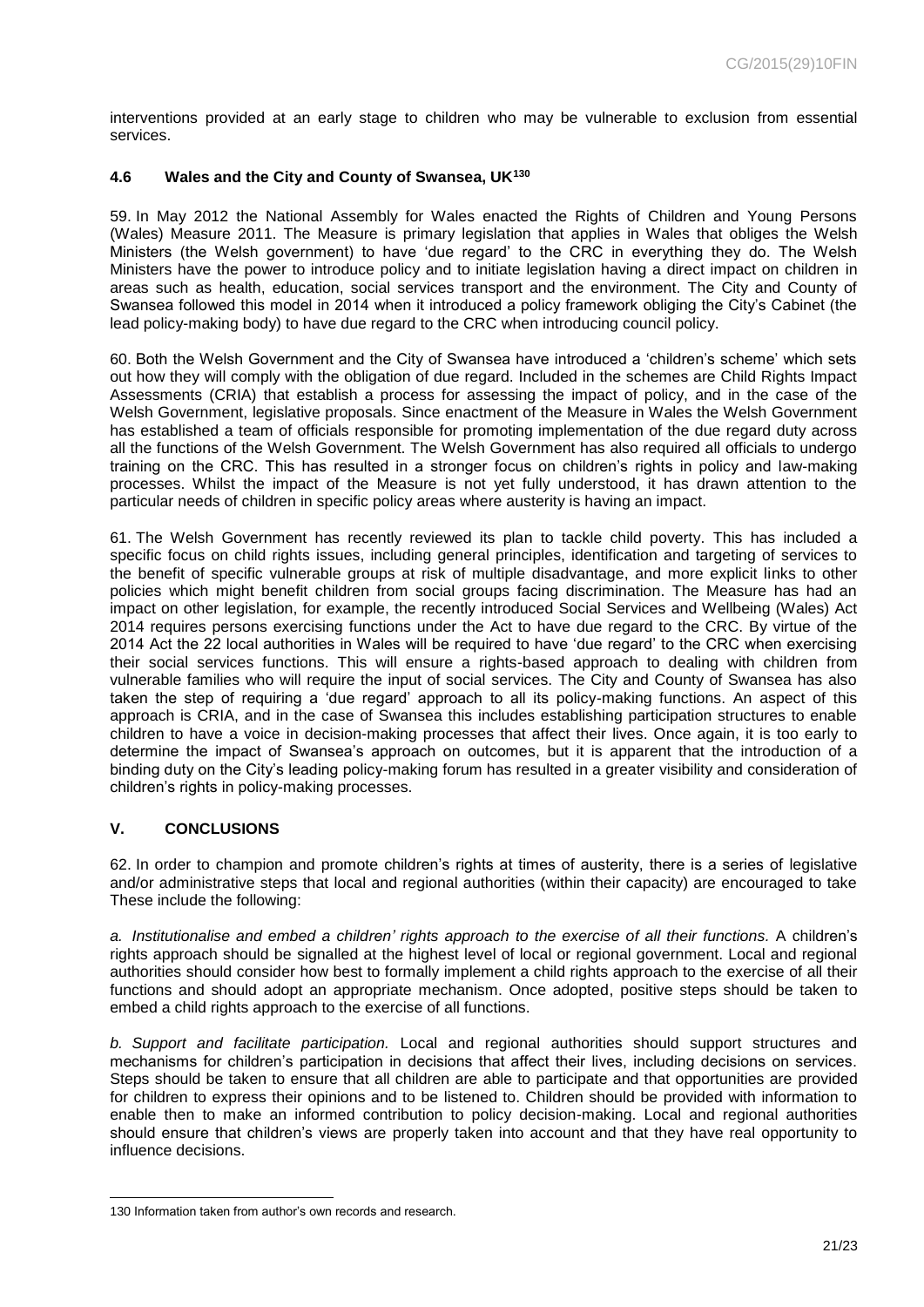interventions provided at an early stage to children who may be vulnerable to exclusion from essential services.

### 4.6 Wales and the City and County of Swansea, UK[130]

59. In May 2012 the National Assembly for Wales enacted the Rights of Children and Young Persons (Wales) Measure 2011. The Measure is primary legislation that applies in Wales that obliges the Welsh Ministers (the Welsh government) to have 'due regard' to the CRC in everything they do. The Welsh Ministers have the power to introduce policy and to initiate legislation having a direct impact on children in areas such as health, education, social services transport and the environment. The City and County of Swansea followed this model in 2014 when it introduced a policy framework obliging the City's Cabinet (the lead policy-making body) to have due regard to the CRC when introducing council policy.

60. Both the Welsh Government and the City of Swansea have introduced a 'children's scheme' which sets out how they will comply with the obligation of due regard. Included in the schemes are Child Rights Impact Assessments (CRIA) that establish a process for assessing the impact of policy, and in the case of the Welsh Government, legislative proposals. Since enactment of the Measure in Wales the Welsh Government has established a team of officials responsible for promoting implementation of the due regard duty across all the functions of the Welsh Government. The Welsh Government has also required all officials to undergo training on the CRC. This has resulted in a stronger focus on children's rights in policy and law-making processes. Whilst the impact of the Measure is not yet fully understood, it has drawn attention to the particular needs of children in specific policy areas where austerity is having an impact.

61. The Welsh Government has recently reviewed its plan to tackle child poverty. This has included a specific focus on child rights issues, including general principles, identification and targeting of services to the benefit of specific vulnerable groups at risk of multiple disadvantage, and more explicit links to other policies which might benefit children from social groups facing discrimination. The Measure has had an impact on other legislation, for example, the recently introduced Social Services and Wellbeing (Wales) Act 2014 requires persons exercising functions under the Act to have due regard to the CRC. By virtue of the 2014 Act the 22 local authorities in Wales will be required to have 'due regard' to the CRC when exercising their social services functions. This will ensure a rights-based approach to dealing with children from vulnerable families who will require the input of social services. The City and County of Swansea has also taken the step of requiring a 'due regard' approach to all its policy-making functions. An aspect of this approach is CRIA, and in the case of Swansea this includes establishing participation structures to enable children to have a voice in decision-making processes that affect their lives. Once again, it is too early to determine the impact of Swansea's approach on outcomes, but it is apparent that the introduction of a binding duty on the City's leading policy-making forum has resulted in a greater visibility and consideration of children's rights in policy-making processes.

## V. CONCLUSIONS

62. In order to champion and promote children's rights at times of austerity, there is a series of legislative and/or administrative steps that local and regional authorities (within their capacity) are encouraged to take These include the following:

*a. Institutionalise and embed a children' rights approach to the exercise of all their functions.* A children's rights approach should be signalled at the highest level of local or regional government. Local and regional authorities should consider how best to formally implement a child rights approach to the exercise of all their functions and should adopt an appropriate mechanism. Once adopted, positive steps should be taken to embed a child rights approach to the exercise of all functions.

*b. Support and facilitate participation.* Local and regional authorities should support structures and mechanisms for children's participation in decisions that affect their lives, including decisions on services. Steps should be taken to ensure that all children are able to participate and that opportunities are provided for children to express their opinions and to be listened to. Children should be provided with information to enable then to make an informed contribution to policy decision-making. Local and regional authorities should ensure that children's views are properly taken into account and that they have real opportunity to influence decisions.

---

130 Information taken from author's own records and research.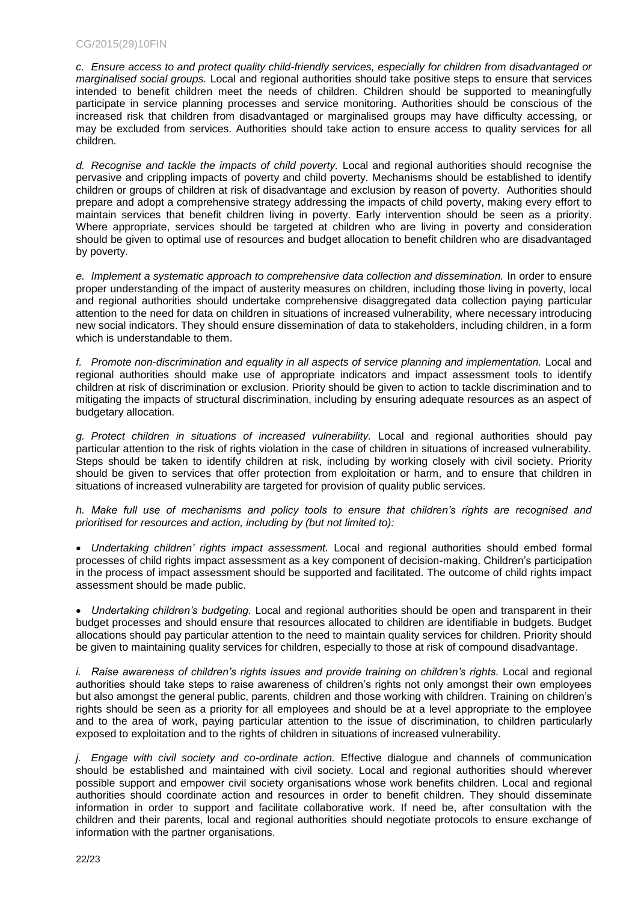*c. Ensure access to and protect quality child-friendly services, especially for children from disadvantaged or marginalised social groups.* Local and regional authorities should take positive steps to ensure that services intended to benefit children meet the needs of children. Children should be supported to meaningfully participate in service planning processes and service monitoring. Authorities should be conscious of the increased risk that children from disadvantaged or marginalised groups may have difficulty accessing, or may be excluded from services. Authorities should take action to ensure access to quality services for all children.

*d. Recognise and tackle the impacts of child poverty.* Local and regional authorities should recognise the pervasive and crippling impacts of poverty and child poverty. Mechanisms should be established to identify children or groups of children at risk of disadvantage and exclusion by reason of poverty. Authorities should prepare and adopt a comprehensive strategy addressing the impacts of child poverty, making every effort to maintain services that benefit children living in poverty. Early intervention should be seen as a priority. Where appropriate, services should be targeted at children who are living in poverty and consideration should be given to optimal use of resources and budget allocation to benefit children who are disadvantaged by poverty.

*e. Implement a systematic approach to comprehensive data collection and dissemination.* In order to ensure proper understanding of the impact of austerity measures on children, including those living in poverty, local and regional authorities should undertake comprehensive disaggregated data collection paying particular attention to the need for data on children in situations of increased vulnerability, where necessary introducing new social indicators. They should ensure dissemination of data to stakeholders, including children, in a form which is understandable to them.

*f. Promote non-discrimination and equality in all aspects of service planning and implementation.* Local and regional authorities should make use of appropriate indicators and impact assessment tools to identify children at risk of discrimination or exclusion. Priority should be given to action to tackle discrimination and to mitigating the impacts of structural discrimination, including by ensuring adequate resources as an aspect of budgetary allocation.

*g. Protect children in situations of increased vulnerability.* Local and regional authorities should pay particular attention to the risk of rights violation in the case of children in situations of increased vulnerability. Steps should be taken to identify children at risk, including by working closely with civil society. Priority should be given to services that offer protection from exploitation or harm, and to ensure that children in situations of increased vulnerability are targeted for provision of quality public services.

*h. Make full use of mechanisms and policy tools to ensure that children's rights are recognised and prioritised for resources and action, including by (but not limited to):*

- *Undertaking children' rights impact assessment.* Local and regional authorities should embed formal processes of child rights impact assessment as a key component of decision-making. Children's participation in the process of impact assessment should be supported and facilitated. The outcome of child rights impact assessment should be made public.

- *Undertaking children's budgeting.* Local and regional authorities should be open and transparent in their budget processes and should ensure that resources allocated to children are identifiable in budgets. Budget allocations should pay particular attention to the need to maintain quality services for children. Priority should be given to maintaining quality services for children, especially to those at risk of compound disadvantage.

*i. Raise awareness of children's rights issues and provide training on children's rights.* Local and regional authorities should take steps to raise awareness of children's rights not only amongst their own employees but also amongst the general public, parents, children and those working with children. Training on children's rights should be seen as a priority for all employees and should be at a level appropriate to the employee and to the area of work, paying particular attention to the issue of discrimination, to children particularly exposed to exploitation and to the rights of children in situations of increased vulnerability.

*j. Engage with civil society and co-ordinate action.* Effective dialogue and channels of communication should be established and maintained with civil society. Local and regional authorities should wherever possible support and empower civil society organisations whose work benefits children. Local and regional authorities should coordinate action and resources in order to benefit children. They should disseminate information in order to support and facilitate collaborative work. If need be, after consultation with the children and their parents, local and regional authorities should negotiate protocols to ensure exchange of information with the partner organisations.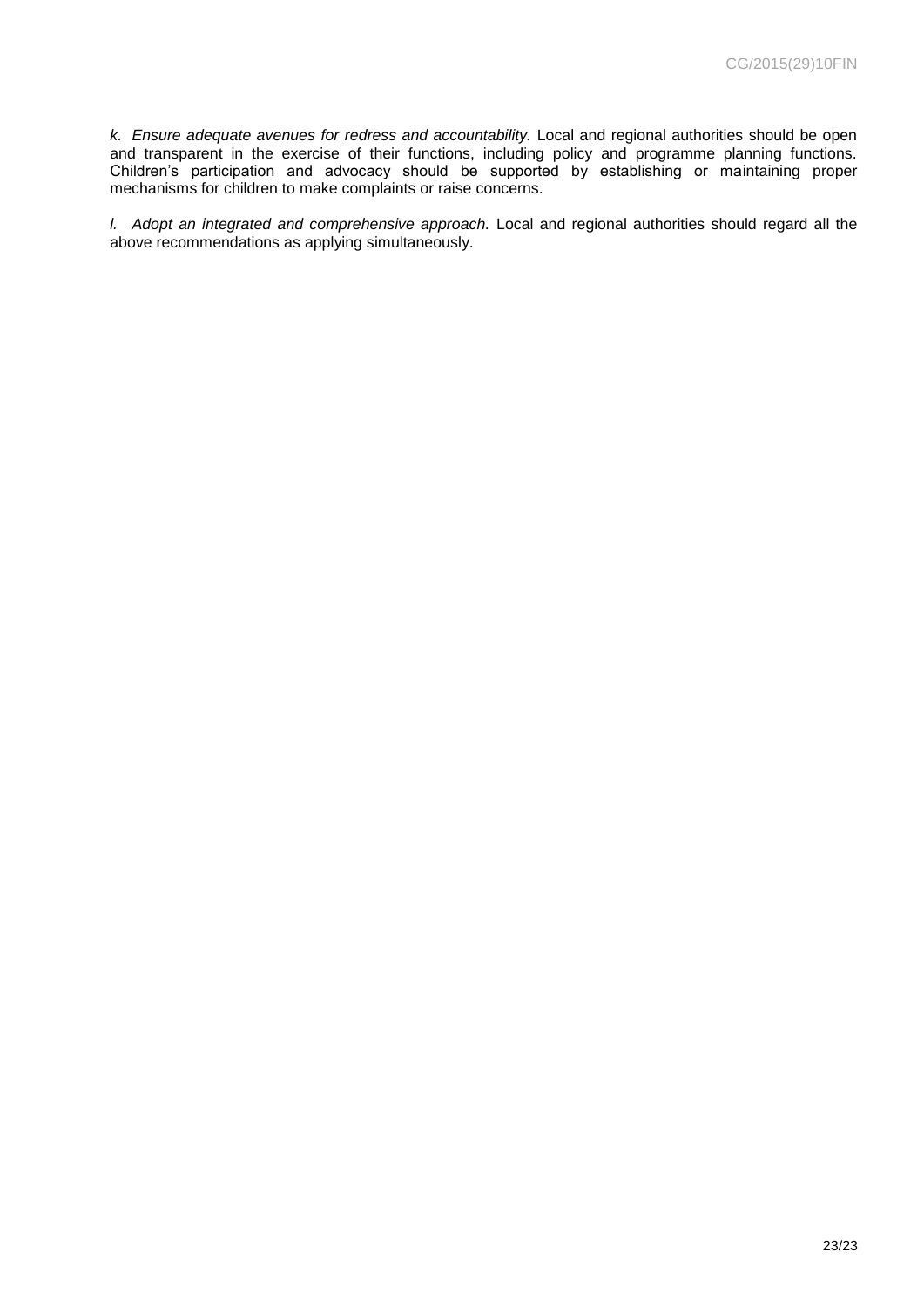*k. Ensure adequate avenues for redress and accountability.* Local and regional authorities should be open and transparent in the exercise of their functions, including policy and programme planning functions. Children's participation and advocacy should be supported by establishing or maintaining proper mechanisms for children to make complaints or raise concerns.

*l. Adopt an integrated and comprehensive approach.* Local and regional authorities should regard all the above recommendations as applying simultaneously.